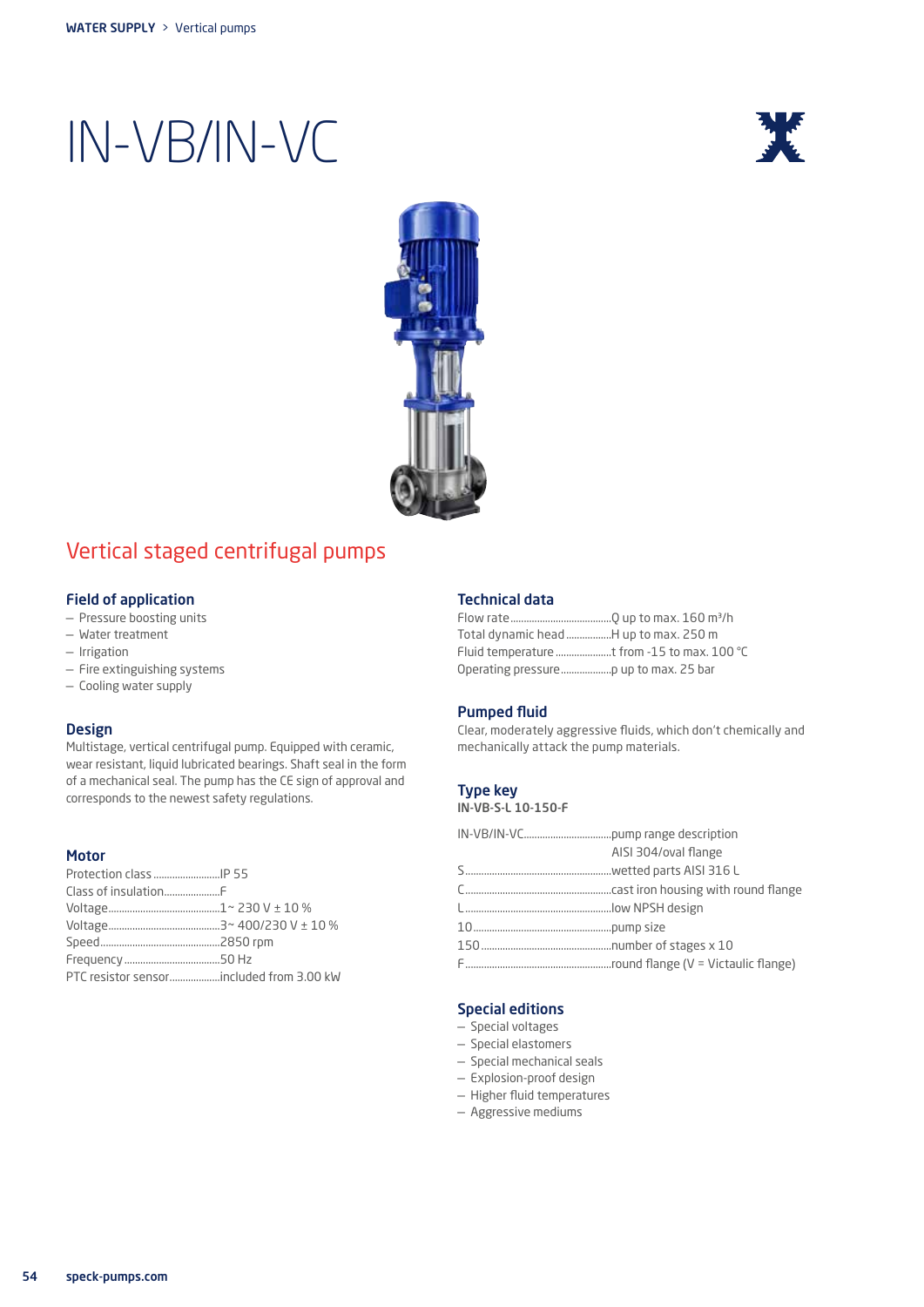WATER SUPPLY > Vertical pumps

# IN-VB/IN-VC

## Vertical staged centrifugal pumps

### Field of application

- Pressure boosting units
- Water treatment
- Irrigation
- Fire extinguishing systems
- Cooling water supply

### Design

Multistage, vertical centrifugal pump. Equipped with ceramic, wear resistant, liquid lubricated bearings. Shaft seal in the form of a mechanical seal. The pump has the CE sign of approval and corresponds to the newest safety regulations.

### Motor

| | |
|---|---|
| Protection class | IP 55 |
| Class of insulation | F |
| Voltage | 1~ 230 V ± 10 % |
| Voltage | 3~ 400/230 V ± 10 % |
| Speed | 2850 rpm |
| Frequency | 50 Hz |
| PTC resistor sensor | included from 3.00 kW |

### Technical data

| | |
|---|---|
| Flow rate | Q up to max. 160 m³/h |
| Total dynamic head | H up to max. 250 m |
| Fluid temperature | t from -15 to max. 100 °C |
| Operating pressure | p up to max. 25 bar |

### Pumped fluid

Clear, moderately aggressive fluids, which don't chemically and mechanically attack the pump materials.

### Type key

**IN-VB-S-L 10-150-F**

| | |
|---|---|
| IN-VB/IN-VC | pump range description AISI 304/oval flange |
| S | wetted parts AISI 316 L |
| C | cast iron housing with round flange |
| L | low NPSH design |
| 10 | pump size |
| 150 | number of stages x 10 |
| F | round flange (V = Victaulic flange) |

### Special editions

- Special voltages
- Special elastomers
- Special mechanical seals
- Explosion-proof design
- Higher fluid temperatures
- Aggressive mediums

speck-pumps.com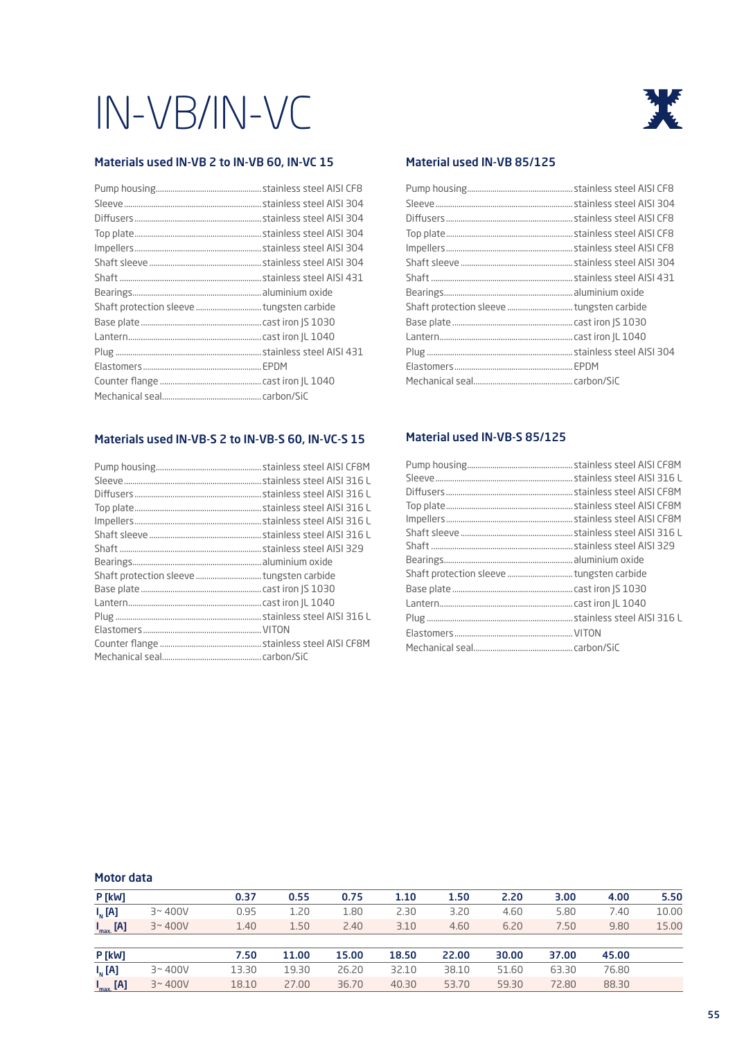# IN-VB/IN-VC

## Materials used IN-VB 2 to IN-VB 60, IN-VC 15

| Component | Material |
|---|---|
| Pump housing | stainless steel AISI CF8 |
| Sleeve | stainless steel AISI 304 |
| Diffusers | stainless steel AISI 304 |
| Top plate | stainless steel AISI 304 |
| Impellers | stainless steel AISI 304 |
| Shaft sleeve | stainless steel AISI 304 |
| Shaft | stainless steel AISI 431 |
| Bearings | aluminium oxide |
| Shaft protection sleeve | tungsten carbide |
| Base plate | cast iron JS 1030 |
| Lantern | cast iron JL 1040 |
| Plug | stainless steel AISI 431 |
| Elastomers | EPDM |
| Counter flange | cast iron JL 1040 |
| Mechanical seal | carbon/SiC |

## Material used IN-VB 85/125

| Component | Material |
|---|---|
| Pump housing | stainless steel AISI CF8 |
| Sleeve | stainless steel AISI 304 |
| Diffusers | stainless steel AISI CF8 |
| Top plate | stainless steel AISI CF8 |
| Impellers | stainless steel AISI CF8 |
| Shaft sleeve | stainless steel AISI 304 |
| Shaft | stainless steel AISI 431 |
| Bearings | aluminium oxide |
| Shaft protection sleeve | tungsten carbide |
| Base plate | cast iron JS 1030 |
| Lantern | cast iron JL 1040 |
| Plug | stainless steel AISI 304 |
| Elastomers | EPDM |
| Mechanical seal | carbon/SiC |

## Materials used IN-VB-S 2 to IN-VB-S 60, IN-VC-S 15

| Component | Material |
|---|---|
| Pump housing | stainless steel AISI CF8M |
| Sleeve | stainless steel AISI 316 L |
| Diffusers | stainless steel AISI 316 L |
| Top plate | stainless steel AISI 316 L |
| Impellers | stainless steel AISI 316 L |
| Shaft sleeve | stainless steel AISI 316 L |
| Shaft | stainless steel AISI 329 |
| Bearings | aluminium oxide |
| Shaft protection sleeve | tungsten carbide |
| Base plate | cast iron JS 1030 |
| Lantern | cast iron JL 1040 |
| Plug | stainless steel AISI 316 L |
| Elastomers | VITON |
| Counter flange | stainless steel AISI CF8M |
| Mechanical seal | carbon/SiC |

## Material used IN-VB-S 85/125

| Component | Material |
|---|---|
| Pump housing | stainless steel AISI CF8M |
| Sleeve | stainless steel AISI 316 L |
| Diffusers | stainless steel AISI CF8M |
| Top plate | stainless steel AISI CF8M |
| Impellers | stainless steel AISI CF8M |
| Shaft sleeve | stainless steel AISI 316 L |
| Shaft | stainless steel AISI 329 |
| Bearings | aluminium oxide |
| Shaft protection sleeve | tungsten carbide |
| Base plate | cast iron JS 1030 |
| Lantern | cast iron JL 1040 |
| Plug | stainless steel AISI 316 L |
| Elastomers | VITON |
| Mechanical seal | carbon/SiC |

## Motor data

| P [kW] | | 0.37 | 0.55 | 0.75 | 1.10 | 1.50 | 2.20 | 3.00 | 4.00 | 5.50 |
|---|---|---|---|---|---|---|---|---|---|---|
| $I_N$ [A] | 3~ 400V | 0.95 | 1.20 | 1.80 | 2.30 | 3.20 | 4.60 | 5.80 | 7.40 | 10.00 |
| $I_{max.}$ [A] | 3~ 400V | 1.40 | 1.50 | 2.40 | 3.10 | 4.60 | 6.20 | 7.50 | 9.80 | 15.00 |

| P [kW] | | 7.50 | 11.00 | 15.00 | 18.50 | 22.00 | 30.00 | 37.00 | 45.00 |
|---|---|---|---|---|---|---|---|---|---|
| $I_N$ [A] | 3~ 400V | 13.30 | 19.30 | 26.20 | 32.10 | 38.10 | 51.60 | 63.30 | 76.80 |
| $I_{max.}$ [A] | 3~ 400V | 18.10 | 27.00 | 36.70 | 40.30 | 53.70 | 59.30 | 72.80 | 88.30 |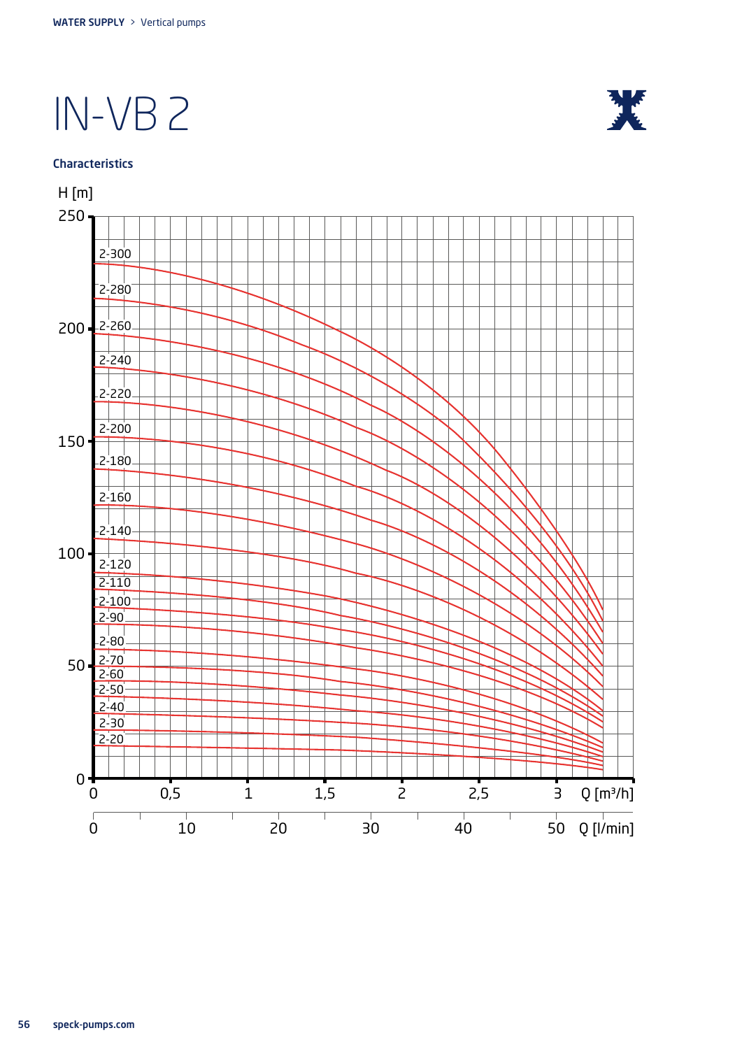# IN-VB 2

### Characteristics

H [m]

2-300
2-280
2-260
2-240
2-220
2-200
2-180
2-160
2-140
2-120
2-110
2-100
2-90
2-80
2-70
2-60
2-50
2-40
2-30
2-20

Q [m³/h]: 0, 0,5, 1, 1,5, 2, 2,5, 3

Q [l/min]: 0, 10, 20, 30, 40, 50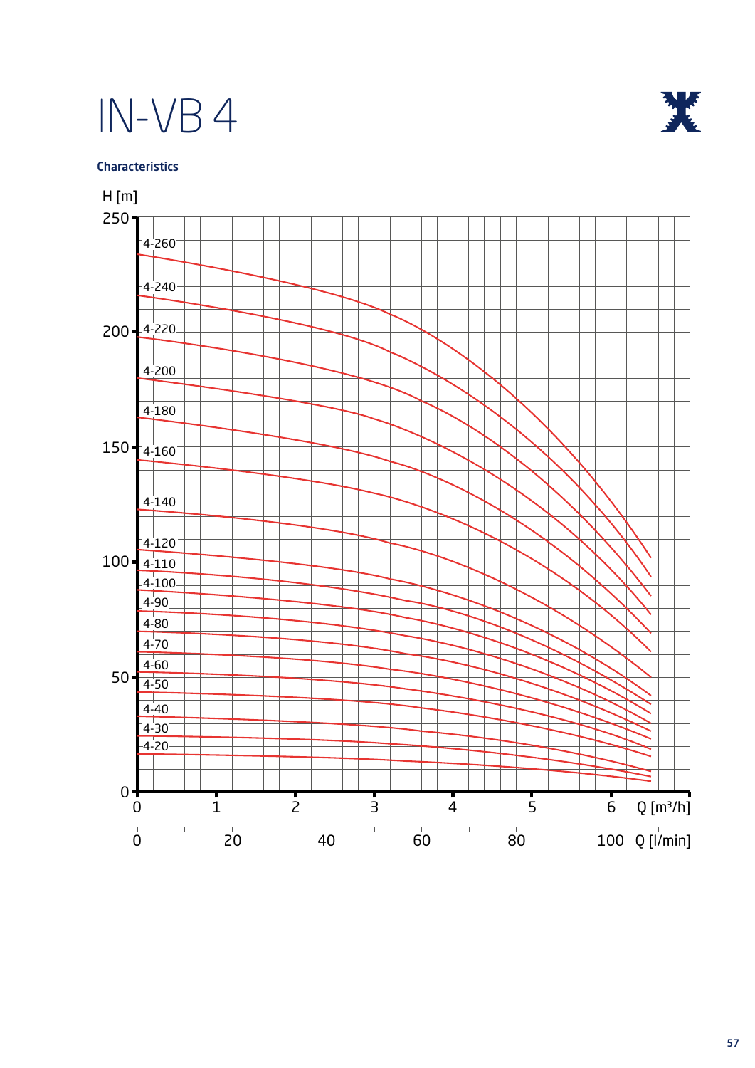# IN-VB 4

**Characteristics**

H [m]

| Curve |
|---|
| 4-260 |
| 4-240 |
| 4-220 |
| 4-200 |
| 4-180 |
| 4-160 |
| 4-140 |
| 4-120 |
| 4-110 |
| 4-100 |
| 4-90 |
| 4-80 |
| 4-70 |
| 4-60 |
| 4-50 |
| 4-40 |
| 4-30 |
| 4-20 |

H [m]: 0, 50, 100, 150, 200, 250

Q [m³/h]: 0, 1, 2, 3, 4, 5, 6

Q [l/min]: 0, 20, 40, 60, 80, 100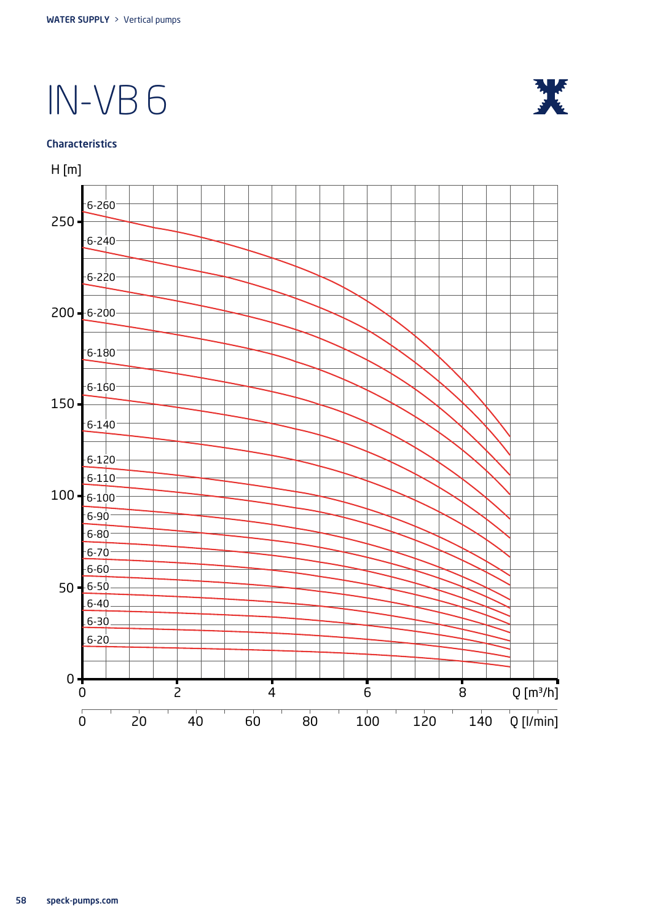# IN-VB 6

### Characteristics

H [m]

6-260
6-240
6-220
6-200
6-180
6-160
6-140
6-120
6-110
6-100
6-90
6-80
6-70
6-60
6-50
6-40
6-30
6-20

Q [m³/h]

Q [l/min]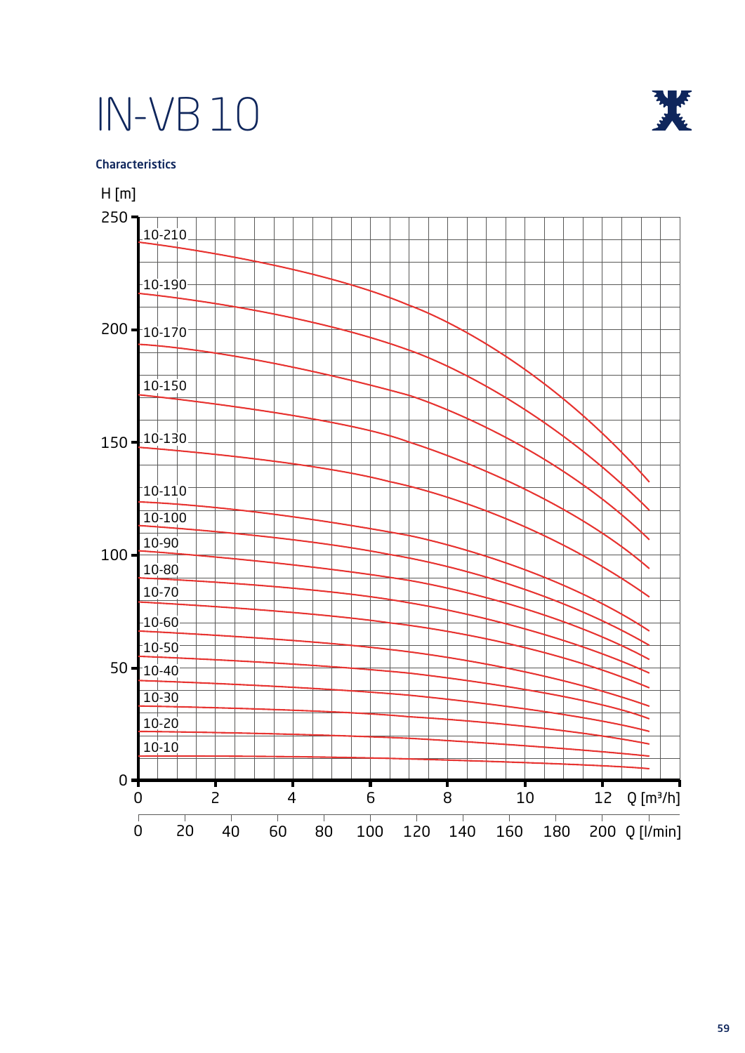# IN-VB 10

**Characteristics**

H [m]

250

200

150

100

50

0

10-210

10-190

10-170

10-150

10-130

10-110

10-100

10-90

10-80

10-70

10-60

10-50

10-40

10-30

10-20

10-10

0 2 4 6 8 10 12 Q [m³/h]

0 20 40 60 80 100 120 140 160 180 200 Q [l/min]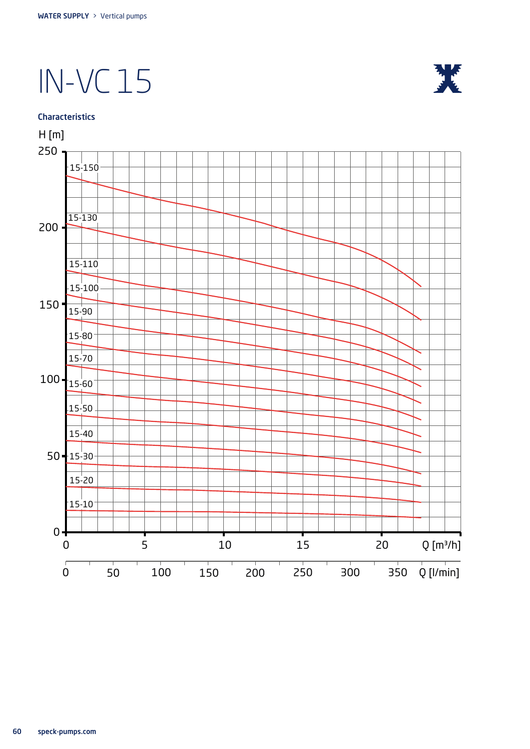# IN-VC 15

## Characteristics

H [m]

| Curve |
|---|
| 15-150 |
| 15-130 |
| 15-110 |
| 15-100 |
| 15-90 |
| 15-80 |
| 15-70 |
| 15-60 |
| 15-50 |
| 15-40 |
| 15-30 |
| 15-20 |
| 15-10 |

H [m]: 0, 50, 100, 150, 200, 250

Q [m³/h]: 0, 5, 10, 15, 20

Q [l/min]: 0, 50, 100, 150, 200, 250, 300, 350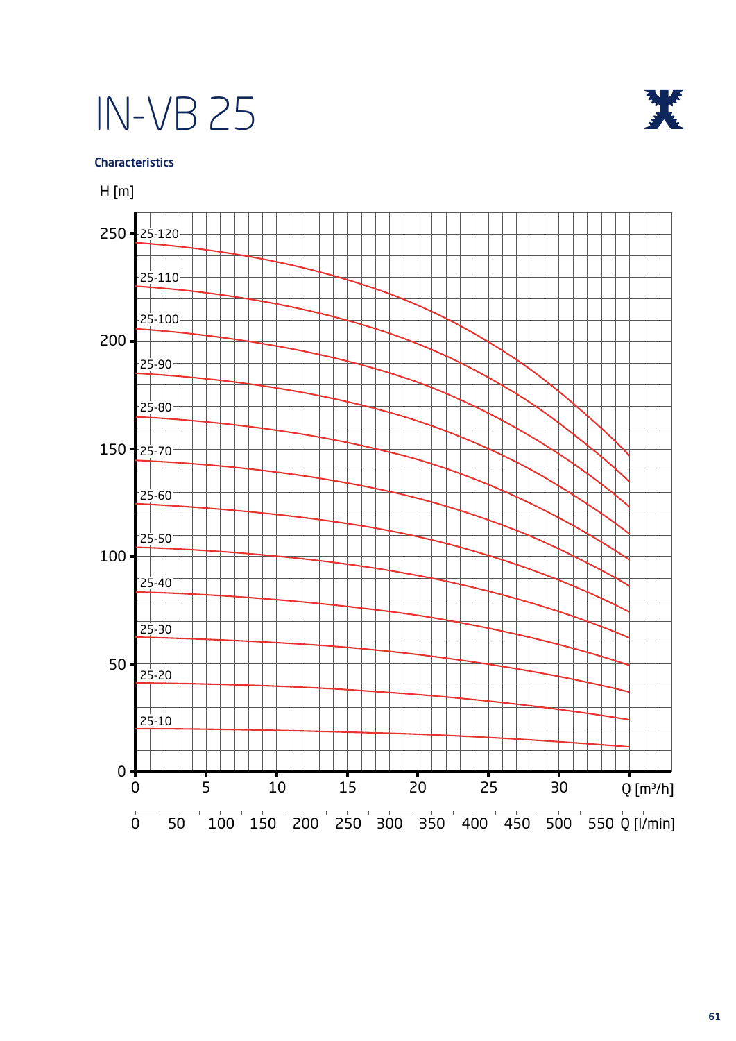# IN-VB 25

**Characteristics**

H [m]

250, 200, 150, 100, 50, 0

25-120
25-110
25-100
25-90
25-80
25-70
25-60
25-50
25-40
25-30
25-20
25-10

0 5 10 15 20 25 30 Q [m³/h]

0 50 100 150 200 250 300 350 400 450 500 550 Q [l/min]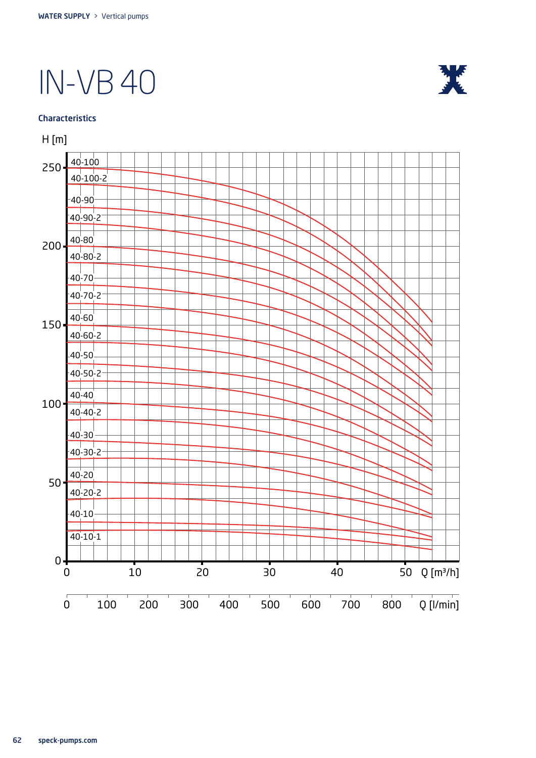# IN-VB 40

### Characteristics

H [m]

40-100
40-100-2
40-90
40-90-2
40-80
40-80-2
40-70
40-70-2
40-60
40-60-2
40-50
40-50-2
40-40
40-40-2
40-30
40-30-2
40-20
40-20-2
40-10
40-10-1

0, 50, 100, 150, 200, 250

0, 10, 20, 30, 40, 50 Q [m³/h]

0, 100, 200, 300, 400, 500, 600, 700, 800 Q [l/min]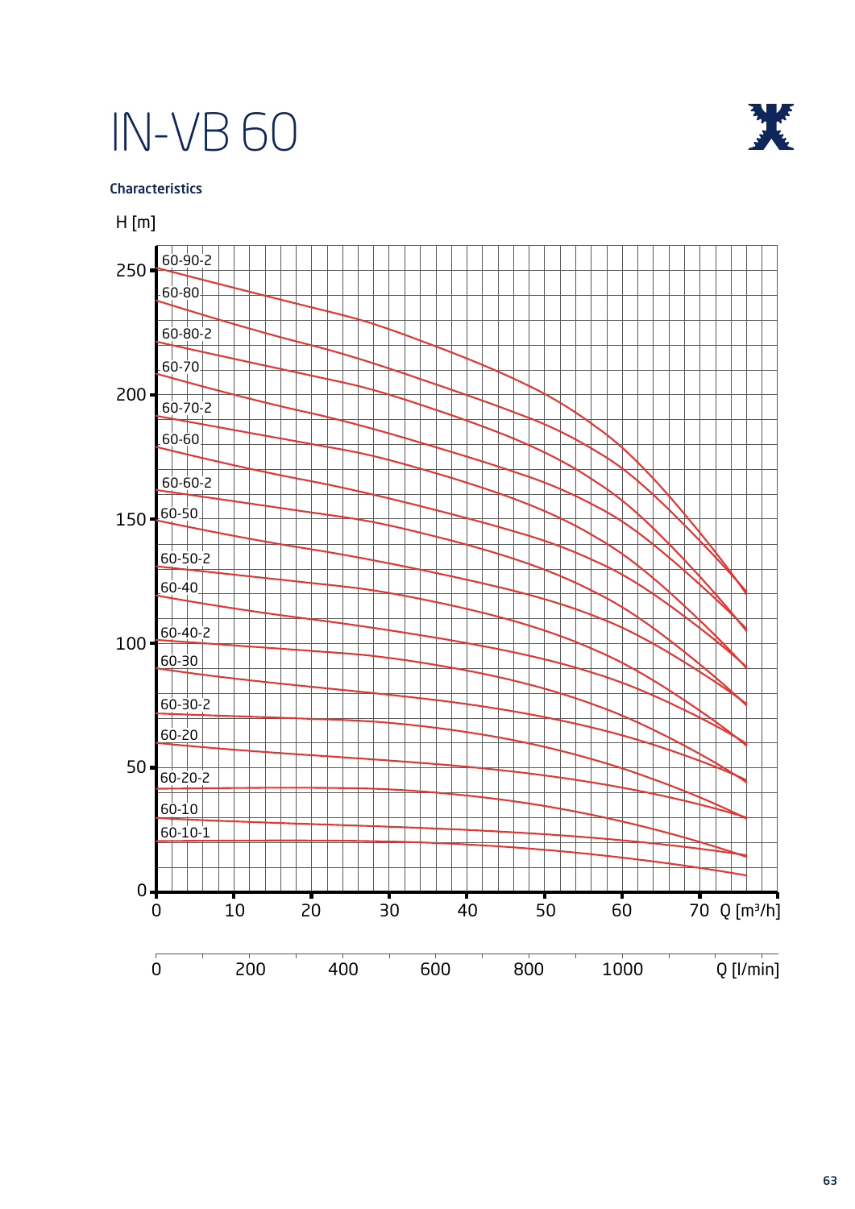# IN-VB 60

**Characteristics**

H [m]

60-90-2
60-80
60-80-2
60-70
60-70-2
60-60
60-60-2
60-50
60-50-2
60-40
60-40-2
60-30
60-30-2
60-20
60-20-2
60-10
60-10-1

Q [m³/h]

Q [l/min]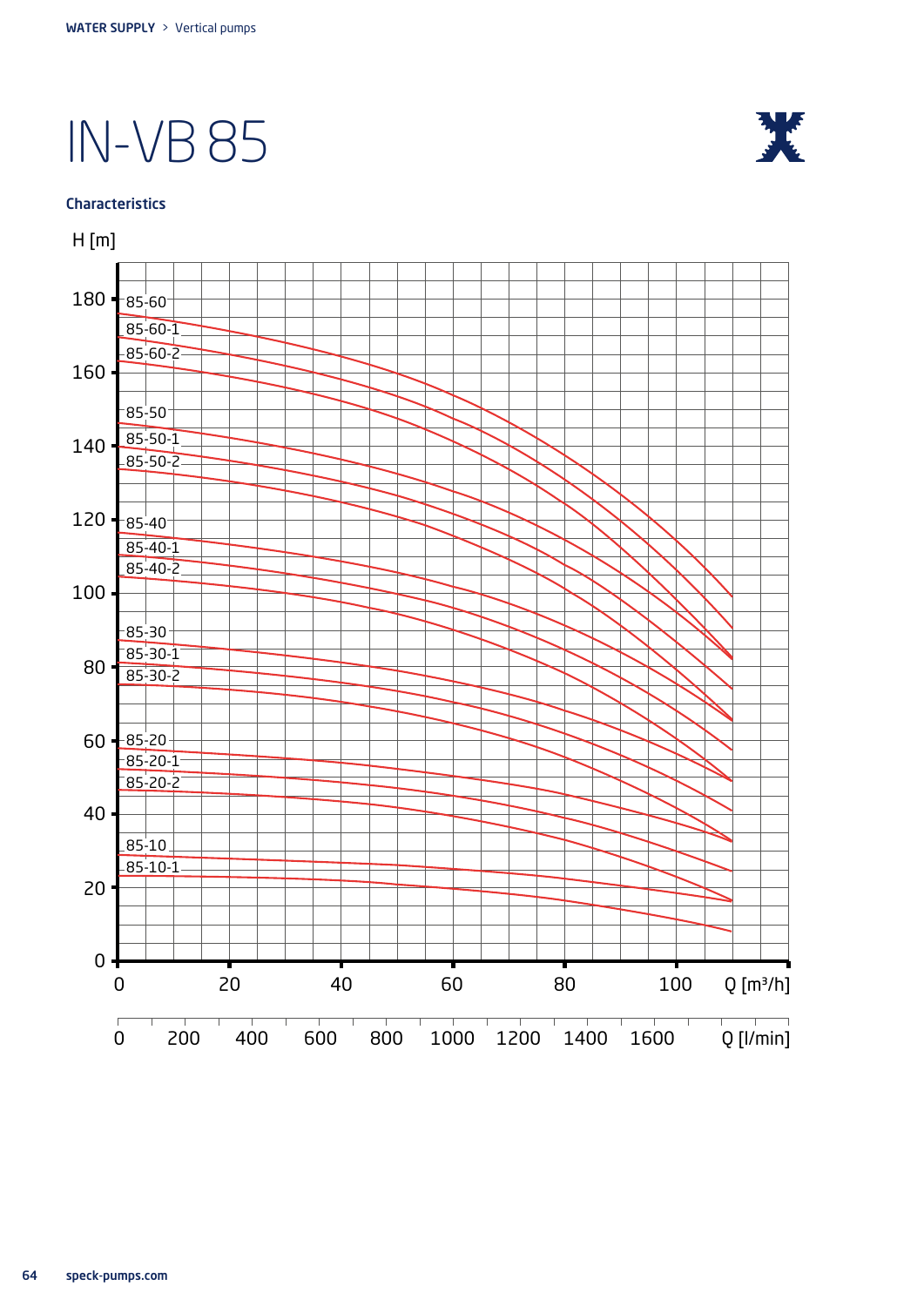# IN-VB 85

### Characteristics

H [m]

85-60
85-60-1
85-60-2
85-50
85-50-1
85-50-2
85-40
85-40-1
85-40-2
85-30
85-30-1
85-30-2
85-20
85-20-1
85-20-2
85-10
85-10-1

180
160
140
120
100
80
60
40
20
0

0 20 40 60 80 100 Q [m³/h]

0 200 400 600 800 1000 1200 1400 1600 Q [l/min]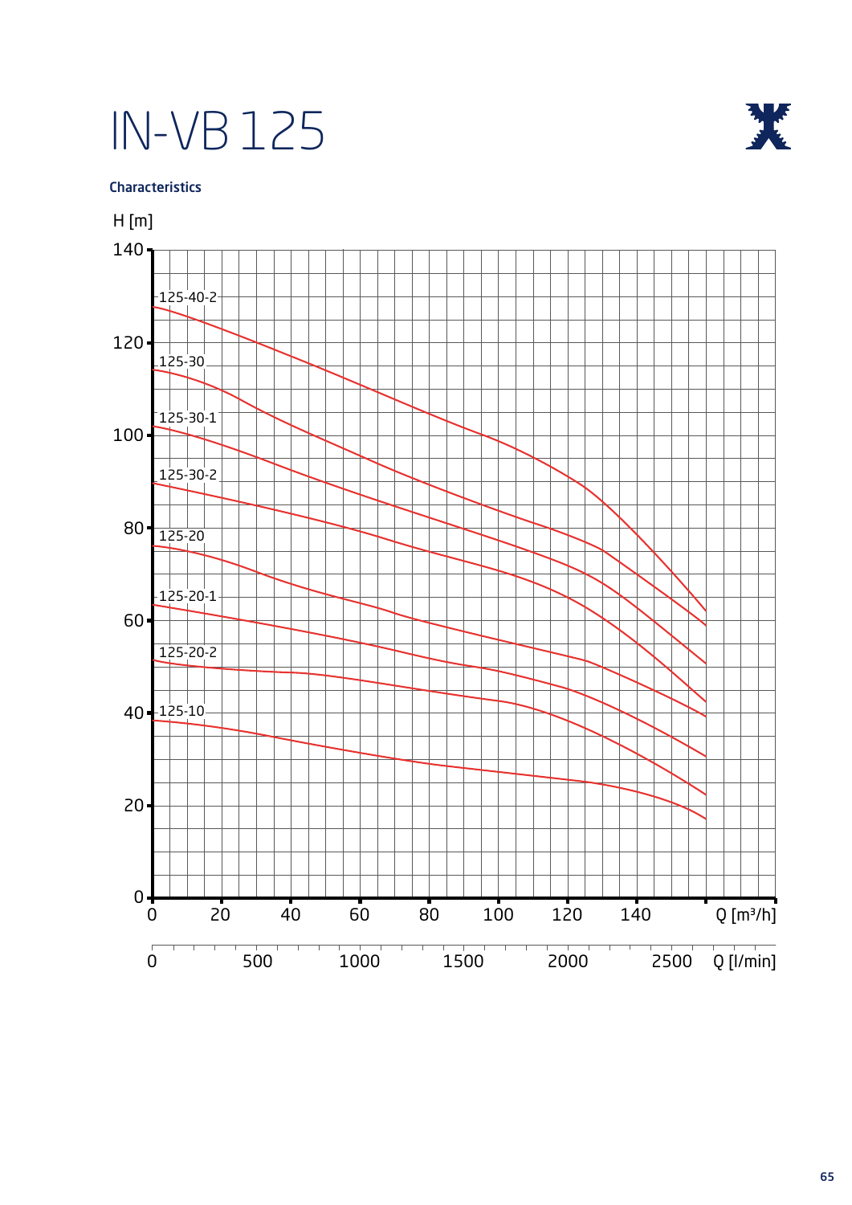# IN-VB 125

**Characteristics**

H [m]

125-40-2

125-30

125-30-1

125-30-2

125-20

125-20-1

125-20-2

125-10

Q [m³/h]

Q [l/min]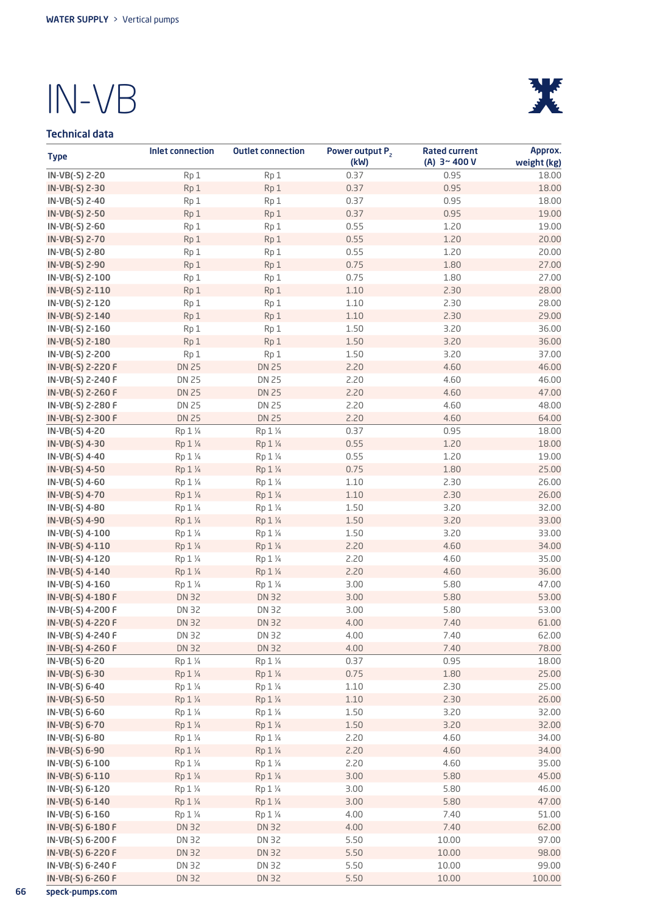# IN-VB

## Technical data

| Type | Inlet connection | Outlet connection | Power output $P_2$ (kW) | Rated current (A) 3~ 400 V | Approx. weight (kg) |
|---|---|---|---|---|---|
| IN-VB(-S) 2-20 | Rp 1 | Rp 1 | 0.37 | 0.95 | 18.00 |
| IN-VB(-S) 2-30 | Rp 1 | Rp 1 | 0.37 | 0.95 | 18.00 |
| IN-VB(-S) 2-40 | Rp 1 | Rp 1 | 0.37 | 0.95 | 18.00 |
| IN-VB(-S) 2-50 | Rp 1 | Rp 1 | 0.37 | 0.95 | 19.00 |
| IN-VB(-S) 2-60 | Rp 1 | Rp 1 | 0.55 | 1.20 | 19.00 |
| IN-VB(-S) 2-70 | Rp 1 | Rp 1 | 0.55 | 1.20 | 20.00 |
| IN-VB(-S) 2-80 | Rp 1 | Rp 1 | 0.55 | 1.20 | 20.00 |
| IN-VB(-S) 2-90 | Rp 1 | Rp 1 | 0.75 | 1.80 | 27.00 |
| IN-VB(-S) 2-100 | Rp 1 | Rp 1 | 0.75 | 1.80 | 27.00 |
| IN-VB(-S) 2-110 | Rp 1 | Rp 1 | 1.10 | 2.30 | 28.00 |
| IN-VB(-S) 2-120 | Rp 1 | Rp 1 | 1.10 | 2.30 | 28.00 |
| IN-VB(-S) 2-140 | Rp 1 | Rp 1 | 1.10 | 2.30 | 29.00 |
| IN-VB(-S) 2-160 | Rp 1 | Rp 1 | 1.50 | 3.20 | 36.00 |
| IN-VB(-S) 2-180 | Rp 1 | Rp 1 | 1.50 | 3.20 | 36.00 |
| IN-VB(-S) 2-200 | Rp 1 | Rp 1 | 1.50 | 3.20 | 37.00 |
| IN-VB(-S) 2-220 F | DN 25 | DN 25 | 2.20 | 4.60 | 46.00 |
| IN-VB(-S) 2-240 F | DN 25 | DN 25 | 2.20 | 4.60 | 46.00 |
| IN-VB(-S) 2-260 F | DN 25 | DN 25 | 2.20 | 4.60 | 47.00 |
| IN-VB(-S) 2-280 F | DN 25 | DN 25 | 2.20 | 4.60 | 48.00 |
| IN-VB(-S) 2-300 F | DN 25 | DN 25 | 2.20 | 4.60 | 64.00 |
| IN-VB(-S) 4-20 | Rp 1 ¼ | Rp 1 ¼ | 0.37 | 0.95 | 18.00 |
| IN-VB(-S) 4-30 | Rp 1 ¼ | Rp 1 ¼ | 0.55 | 1.20 | 18.00 |
| IN-VB(-S) 4-40 | Rp 1 ¼ | Rp 1 ¼ | 0.55 | 1.20 | 19.00 |
| IN-VB(-S) 4-50 | Rp 1 ¼ | Rp 1 ¼ | 0.75 | 1.80 | 25.00 |
| IN-VB(-S) 4-60 | Rp 1 ¼ | Rp 1 ¼ | 1.10 | 2.30 | 26.00 |
| IN-VB(-S) 4-70 | Rp 1 ¼ | Rp 1 ¼ | 1.10 | 2.30 | 26.00 |
| IN-VB(-S) 4-80 | Rp 1 ¼ | Rp 1 ¼ | 1.50 | 3.20 | 32.00 |
| IN-VB(-S) 4-90 | Rp 1 ¼ | Rp 1 ¼ | 1.50 | 3.20 | 33.00 |
| IN-VB(-S) 4-100 | Rp 1 ¼ | Rp 1 ¼ | 1.50 | 3.20 | 33.00 |
| IN-VB(-S) 4-110 | Rp 1 ¼ | Rp 1 ¼ | 2.20 | 4.60 | 34.00 |
| IN-VB(-S) 4-120 | Rp 1 ¼ | Rp 1 ¼ | 2.20 | 4.60 | 35.00 |
| IN-VB(-S) 4-140 | Rp 1 ¼ | Rp 1 ¼ | 2.20 | 4.60 | 36.00 |
| IN-VB(-S) 4-160 | Rp 1 ¼ | Rp 1 ¼ | 3.00 | 5.80 | 47.00 |
| IN-VB(-S) 4-180 F | DN 32 | DN 32 | 3.00 | 5.80 | 53.00 |
| IN-VB(-S) 4-200 F | DN 32 | DN 32 | 3.00 | 5.80 | 53.00 |
| IN-VB(-S) 4-220 F | DN 32 | DN 32 | 4.00 | 7.40 | 61.00 |
| IN-VB(-S) 4-240 F | DN 32 | DN 32 | 4.00 | 7.40 | 62.00 |
| IN-VB(-S) 4-260 F | DN 32 | DN 32 | 4.00 | 7.40 | 78.00 |
| IN-VB(-S) 6-20 | Rp 1 ¼ | Rp 1 ¼ | 0.37 | 0.95 | 18.00 |
| IN-VB(-S) 6-30 | Rp 1 ¼ | Rp 1 ¼ | 0.75 | 1.80 | 25.00 |
| IN-VB(-S) 6-40 | Rp 1 ¼ | Rp 1 ¼ | 1.10 | 2.30 | 25.00 |
| IN-VB(-S) 6-50 | Rp 1 ¼ | Rp 1 ¼ | 1.10 | 2.30 | 26.00 |
| IN-VB(-S) 6-60 | Rp 1 ¼ | Rp 1 ¼ | 1.50 | 3.20 | 32.00 |
| IN-VB(-S) 6-70 | Rp 1 ¼ | Rp 1 ¼ | 1.50 | 3.20 | 32.00 |
| IN-VB(-S) 6-80 | Rp 1 ¼ | Rp 1 ¼ | 2.20 | 4.60 | 34.00 |
| IN-VB(-S) 6-90 | Rp 1 ¼ | Rp 1 ¼ | 2.20 | 4.60 | 34.00 |
| IN-VB(-S) 6-100 | Rp 1 ¼ | Rp 1 ¼ | 2.20 | 4.60 | 35.00 |
| IN-VB(-S) 6-110 | Rp 1 ¼ | Rp 1 ¼ | 3.00 | 5.80 | 45.00 |
| IN-VB(-S) 6-120 | Rp 1 ¼ | Rp 1 ¼ | 3.00 | 5.80 | 46.00 |
| IN-VB(-S) 6-140 | Rp 1 ¼ | Rp 1 ¼ | 3.00 | 5.80 | 47.00 |
| IN-VB(-S) 6-160 | Rp 1 ¼ | Rp 1 ¼ | 4.00 | 7.40 | 51.00 |
| IN-VB(-S) 6-180 F | DN 32 | DN 32 | 4.00 | 7.40 | 62.00 |
| IN-VB(-S) 6-200 F | DN 32 | DN 32 | 5.50 | 10.00 | 97.00 |
| IN-VB(-S) 6-220 F | DN 32 | DN 32 | 5.50 | 10.00 | 98.00 |
| IN-VB(-S) 6-240 F | DN 32 | DN 32 | 5.50 | 10.00 | 99.00 |
| IN-VB(-S) 6-260 F | DN 32 | DN 32 | 5.50 | 10.00 | 100.00 |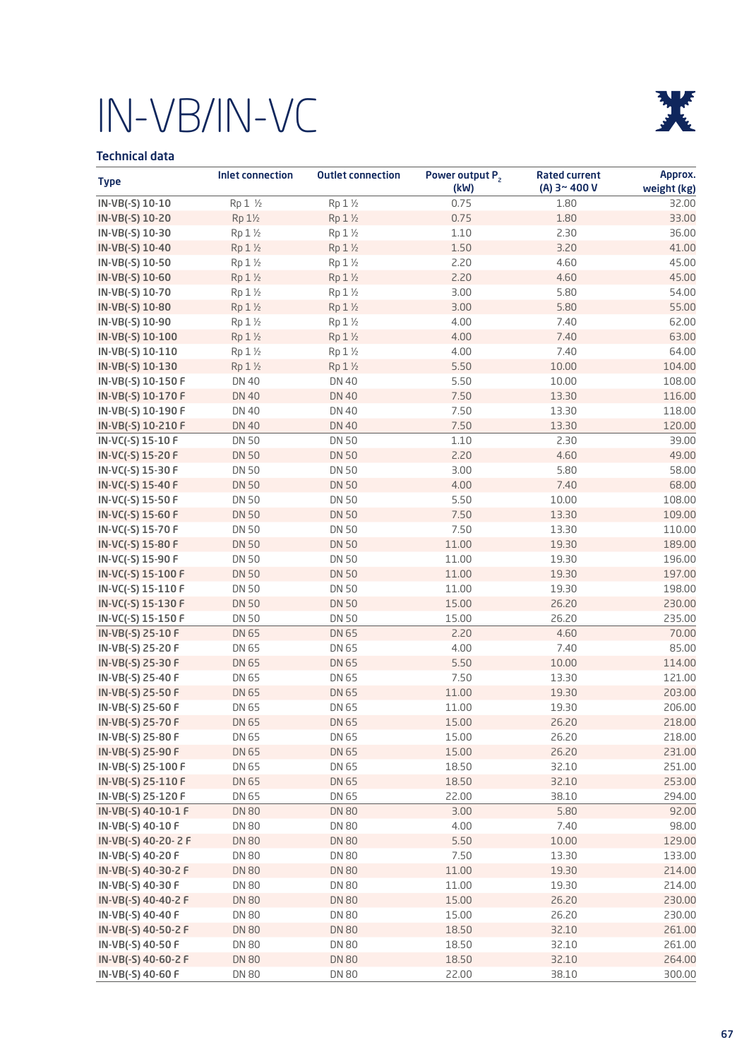# IN-VB/IN-VC

## Technical data

| Type | Inlet connection | Outlet connection | Power output $P_2$ (kW) | Rated current (A) 3~ 400 V | Approx. weight (kg) |
|---|---|---|---|---|---|
| IN-VB(-S) 10-10 | Rp 1 ½ | Rp 1 ½ | 0.75 | 1.80 | 32.00 |
| IN-VB(-S) 10-20 | Rp 1½ | Rp 1 ½ | 0.75 | 1.80 | 33.00 |
| IN-VB(-S) 10-30 | Rp 1 ½ | Rp 1 ½ | 1.10 | 2.30 | 36.00 |
| IN-VB(-S) 10-40 | Rp 1 ½ | Rp 1 ½ | 1.50 | 3.20 | 41.00 |
| IN-VB(-S) 10-50 | Rp 1 ½ | Rp 1 ½ | 2.20 | 4.60 | 45.00 |
| IN-VB(-S) 10-60 | Rp 1 ½ | Rp 1 ½ | 2.20 | 4.60 | 45.00 |
| IN-VB(-S) 10-70 | Rp 1 ½ | Rp 1 ½ | 3.00 | 5.80 | 54.00 |
| IN-VB(-S) 10-80 | Rp 1 ½ | Rp 1 ½ | 3.00 | 5.80 | 55.00 |
| IN-VB(-S) 10-90 | Rp 1 ½ | Rp 1 ½ | 4.00 | 7.40 | 62.00 |
| IN-VB(-S) 10-100 | Rp 1 ½ | Rp 1 ½ | 4.00 | 7.40 | 63.00 |
| IN-VB(-S) 10-110 | Rp 1 ½ | Rp 1 ½ | 4.00 | 7.40 | 64.00 |
| IN-VB(-S) 10-130 | Rp 1 ½ | Rp 1 ½ | 5.50 | 10.00 | 104.00 |
| IN-VB(-S) 10-150 F | DN 40 | DN 40 | 5.50 | 10.00 | 108.00 |
| IN-VB(-S) 10-170 F | DN 40 | DN 40 | 7.50 | 13.30 | 116.00 |
| IN-VB(-S) 10-190 F | DN 40 | DN 40 | 7.50 | 13.30 | 118.00 |
| IN-VB(-S) 10-210 F | DN 40 | DN 40 | 7.50 | 13.30 | 120.00 |
| IN-VC(-S) 15-10 F | DN 50 | DN 50 | 1.10 | 2.30 | 39.00 |
| IN-VC(-S) 15-20 F | DN 50 | DN 50 | 2.20 | 4.60 | 49.00 |
| IN-VC(-S) 15-30 F | DN 50 | DN 50 | 3.00 | 5.80 | 58.00 |
| IN-VC(-S) 15-40 F | DN 50 | DN 50 | 4.00 | 7.40 | 68.00 |
| IN-VC(-S) 15-50 F | DN 50 | DN 50 | 5.50 | 10.00 | 108.00 |
| IN-VC(-S) 15-60 F | DN 50 | DN 50 | 7.50 | 13.30 | 109.00 |
| IN-VC(-S) 15-70 F | DN 50 | DN 50 | 7.50 | 13.30 | 110.00 |
| IN-VC(-S) 15-80 F | DN 50 | DN 50 | 11.00 | 19.30 | 189.00 |
| IN-VC(-S) 15-90 F | DN 50 | DN 50 | 11.00 | 19.30 | 196.00 |
| IN-VC(-S) 15-100 F | DN 50 | DN 50 | 11.00 | 19.30 | 197.00 |
| IN-VC(-S) 15-110 F | DN 50 | DN 50 | 11.00 | 19.30 | 198.00 |
| IN-VC(-S) 15-130 F | DN 50 | DN 50 | 15.00 | 26.20 | 230.00 |
| IN-VC(-S) 15-150 F | DN 50 | DN 50 | 15.00 | 26.20 | 235.00 |
| IN-VB(-S) 25-10 F | DN 65 | DN 65 | 2.20 | 4.60 | 70.00 |
| IN-VB(-S) 25-20 F | DN 65 | DN 65 | 4.00 | 7.40 | 85.00 |
| IN-VB(-S) 25-30 F | DN 65 | DN 65 | 5.50 | 10.00 | 114.00 |
| IN-VB(-S) 25-40 F | DN 65 | DN 65 | 7.50 | 13.30 | 121.00 |
| IN-VB(-S) 25-50 F | DN 65 | DN 65 | 11.00 | 19.30 | 203.00 |
| IN-VB(-S) 25-60 F | DN 65 | DN 65 | 11.00 | 19.30 | 206.00 |
| IN-VB(-S) 25-70 F | DN 65 | DN 65 | 15.00 | 26.20 | 218.00 |
| IN-VB(-S) 25-80 F | DN 65 | DN 65 | 15.00 | 26.20 | 218.00 |
| IN-VB(-S) 25-90 F | DN 65 | DN 65 | 15.00 | 26.20 | 231.00 |
| IN-VB(-S) 25-100 F | DN 65 | DN 65 | 18.50 | 32.10 | 251.00 |
| IN-VB(-S) 25-110 F | DN 65 | DN 65 | 18.50 | 32.10 | 253.00 |
| IN-VB(-S) 25-120 F | DN 65 | DN 65 | 22.00 | 38.10 | 294.00 |
| IN-VB(-S) 40-10-1 F | DN 80 | DN 80 | 3.00 | 5.80 | 92.00 |
| IN-VB(-S) 40-10 F | DN 80 | DN 80 | 4.00 | 7.40 | 98.00 |
| IN-VB(-S) 40-20- 2 F | DN 80 | DN 80 | 5.50 | 10.00 | 129.00 |
| IN-VB(-S) 40-20 F | DN 80 | DN 80 | 7.50 | 13.30 | 133.00 |
| IN-VB(-S) 40-30-2 F | DN 80 | DN 80 | 11.00 | 19.30 | 214.00 |
| IN-VB(-S) 40-30 F | DN 80 | DN 80 | 11.00 | 19.30 | 214.00 |
| IN-VB(-S) 40-40-2 F | DN 80 | DN 80 | 15.00 | 26.20 | 230.00 |
| IN-VB(-S) 40-40 F | DN 80 | DN 80 | 15.00 | 26.20 | 230.00 |
| IN-VB(-S) 40-50-2 F | DN 80 | DN 80 | 18.50 | 32.10 | 261.00 |
| IN-VB(-S) 40-50 F | DN 80 | DN 80 | 18.50 | 32.10 | 261.00 |
| IN-VB(-S) 40-60-2 F | DN 80 | DN 80 | 18.50 | 32.10 | 264.00 |
| IN-VB(-S) 40-60 F | DN 80 | DN 80 | 22.00 | 38.10 | 300.00 |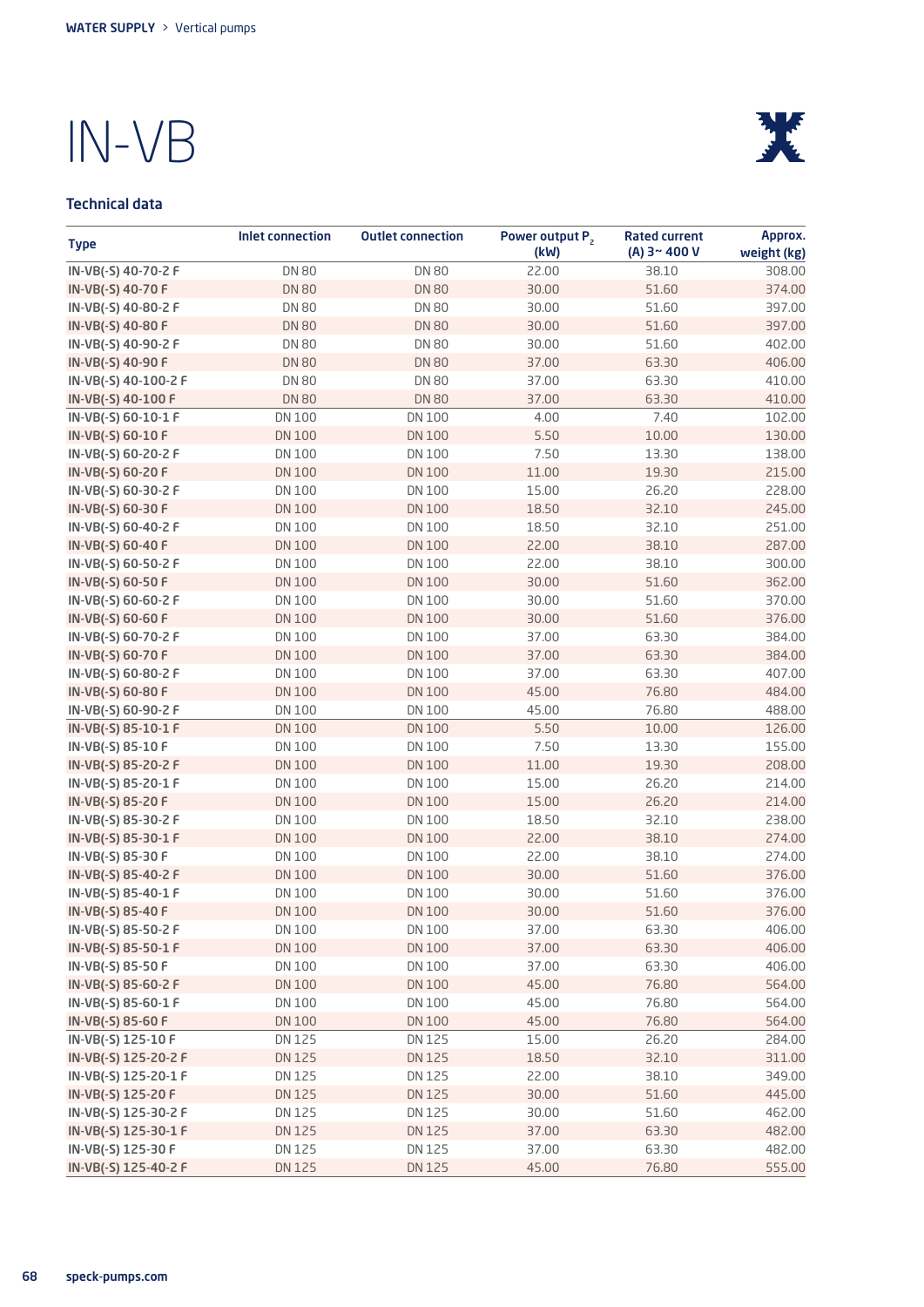WATER SUPPLY > Vertical pumps

# IN-VB

### Technical data

| Type | Inlet connection | Outlet connection | Power output $P_2$ (kW) | Rated current (A) 3~ 400 V | Approx. weight (kg) |
|---|---|---|---|---|---|
| IN-VB(-S) 40-70-2 F | DN 80 | DN 80 | 22.00 | 38.10 | 308.00 |
| IN-VB(-S) 40-70 F | DN 80 | DN 80 | 30.00 | 51.60 | 374.00 |
| IN-VB(-S) 40-80-2 F | DN 80 | DN 80 | 30.00 | 51.60 | 397.00 |
| IN-VB(-S) 40-80 F | DN 80 | DN 80 | 30.00 | 51.60 | 397.00 |
| IN-VB(-S) 40-90-2 F | DN 80 | DN 80 | 30.00 | 51.60 | 402.00 |
| IN-VB(-S) 40-90 F | DN 80 | DN 80 | 37.00 | 63.30 | 406.00 |
| IN-VB(-S) 40-100-2 F | DN 80 | DN 80 | 37.00 | 63.30 | 410.00 |
| IN-VB(-S) 40-100 F | DN 80 | DN 80 | 37.00 | 63.30 | 410.00 |
| IN-VB(-S) 60-10-1 F | DN 100 | DN 100 | 4.00 | 7.40 | 102.00 |
| IN-VB(-S) 60-10 F | DN 100 | DN 100 | 5.50 | 10.00 | 130.00 |
| IN-VB(-S) 60-20-2 F | DN 100 | DN 100 | 7.50 | 13.30 | 138.00 |
| IN-VB(-S) 60-20 F | DN 100 | DN 100 | 11.00 | 19.30 | 215.00 |
| IN-VB(-S) 60-30-2 F | DN 100 | DN 100 | 15.00 | 26.20 | 228.00 |
| IN-VB(-S) 60-30 F | DN 100 | DN 100 | 18.50 | 32.10 | 245.00 |
| IN-VB(-S) 60-40-2 F | DN 100 | DN 100 | 18.50 | 32.10 | 251.00 |
| IN-VB(-S) 60-40 F | DN 100 | DN 100 | 22.00 | 38.10 | 287.00 |
| IN-VB(-S) 60-50-2 F | DN 100 | DN 100 | 22.00 | 38.10 | 300.00 |
| IN-VB(-S) 60-50 F | DN 100 | DN 100 | 30.00 | 51.60 | 362.00 |
| IN-VB(-S) 60-60-2 F | DN 100 | DN 100 | 30.00 | 51.60 | 370.00 |
| IN-VB(-S) 60-60 F | DN 100 | DN 100 | 30.00 | 51.60 | 376.00 |
| IN-VB(-S) 60-70-2 F | DN 100 | DN 100 | 37.00 | 63.30 | 384.00 |
| IN-VB(-S) 60-70 F | DN 100 | DN 100 | 37.00 | 63.30 | 384.00 |
| IN-VB(-S) 60-80-2 F | DN 100 | DN 100 | 37.00 | 63.30 | 407.00 |
| IN-VB(-S) 60-80 F | DN 100 | DN 100 | 45.00 | 76.80 | 484.00 |
| IN-VB(-S) 60-90-2 F | DN 100 | DN 100 | 45.00 | 76.80 | 488.00 |
| IN-VB(-S) 85-10-1 F | DN 100 | DN 100 | 5.50 | 10.00 | 126.00 |
| IN-VB(-S) 85-10 F | DN 100 | DN 100 | 7.50 | 13.30 | 155.00 |
| IN-VB(-S) 85-20-2 F | DN 100 | DN 100 | 11.00 | 19.30 | 208.00 |
| IN-VB(-S) 85-20-1 F | DN 100 | DN 100 | 15.00 | 26.20 | 214.00 |
| IN-VB(-S) 85-20 F | DN 100 | DN 100 | 15.00 | 26.20 | 214.00 |
| IN-VB(-S) 85-30-2 F | DN 100 | DN 100 | 18.50 | 32.10 | 238.00 |
| IN-VB(-S) 85-30-1 F | DN 100 | DN 100 | 22.00 | 38.10 | 274.00 |
| IN-VB(-S) 85-30 F | DN 100 | DN 100 | 22.00 | 38.10 | 274.00 |
| IN-VB(-S) 85-40-2 F | DN 100 | DN 100 | 30.00 | 51.60 | 376.00 |
| IN-VB(-S) 85-40-1 F | DN 100 | DN 100 | 30.00 | 51.60 | 376.00 |
| IN-VB(-S) 85-40 F | DN 100 | DN 100 | 30.00 | 51.60 | 376.00 |
| IN-VB(-S) 85-50-2 F | DN 100 | DN 100 | 37.00 | 63.30 | 406.00 |
| IN-VB(-S) 85-50-1 F | DN 100 | DN 100 | 37.00 | 63.30 | 406.00 |
| IN-VB(-S) 85-50 F | DN 100 | DN 100 | 37.00 | 63.30 | 406.00 |
| IN-VB(-S) 85-60-2 F | DN 100 | DN 100 | 45.00 | 76.80 | 564.00 |
| IN-VB(-S) 85-60-1 F | DN 100 | DN 100 | 45.00 | 76.80 | 564.00 |
| IN-VB(-S) 85-60 F | DN 100 | DN 100 | 45.00 | 76.80 | 564.00 |
| IN-VB(-S) 125-10 F | DN 125 | DN 125 | 15.00 | 26.20 | 284.00 |
| IN-VB(-S) 125-20-2 F | DN 125 | DN 125 | 18.50 | 32.10 | 311.00 |
| IN-VB(-S) 125-20-1 F | DN 125 | DN 125 | 22.00 | 38.10 | 349.00 |
| IN-VB(-S) 125-20 F | DN 125 | DN 125 | 30.00 | 51.60 | 445.00 |
| IN-VB(-S) 125-30-2 F | DN 125 | DN 125 | 30.00 | 51.60 | 462.00 |
| IN-VB(-S) 125-30-1 F | DN 125 | DN 125 | 37.00 | 63.30 | 482.00 |
| IN-VB(-S) 125-30 F | DN 125 | DN 125 | 37.00 | 63.30 | 482.00 |
| IN-VB(-S) 125-40-2 F | DN 125 | DN 125 | 45.00 | 76.80 | 555.00 |

speck-pumps.com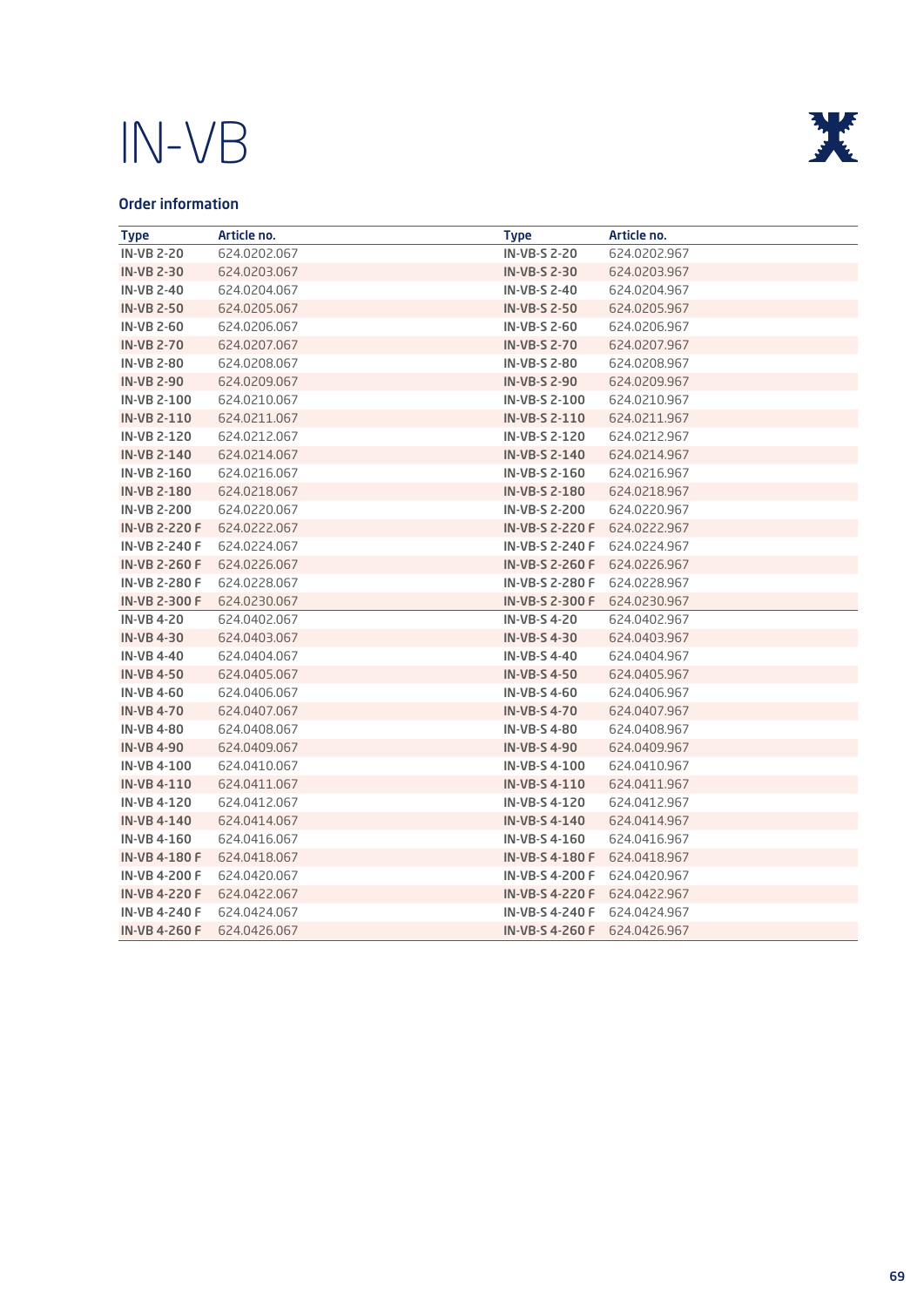# IN-VB

### Order information

| Type | Article no. | Type | Article no. |
|---|---|---|---|
| **IN-VB 2-20** | 624.0202.067 | **IN-VB-S 2-20** | 624.0202.967 |
| **IN-VB 2-30** | 624.0203.067 | **IN-VB-S 2-30** | 624.0203.967 |
| **IN-VB 2-40** | 624.0204.067 | **IN-VB-S 2-40** | 624.0204.967 |
| **IN-VB 2-50** | 624.0205.067 | **IN-VB-S 2-50** | 624.0205.967 |
| **IN-VB 2-60** | 624.0206.067 | **IN-VB-S 2-60** | 624.0206.967 |
| **IN-VB 2-70** | 624.0207.067 | **IN-VB-S 2-70** | 624.0207.967 |
| **IN-VB 2-80** | 624.0208.067 | **IN-VB-S 2-80** | 624.0208.967 |
| **IN-VB 2-90** | 624.0209.067 | **IN-VB-S 2-90** | 624.0209.967 |
| **IN-VB 2-100** | 624.0210.067 | **IN-VB-S 2-100** | 624.0210.967 |
| **IN-VB 2-110** | 624.0211.067 | **IN-VB-S 2-110** | 624.0211.967 |
| **IN-VB 2-120** | 624.0212.067 | **IN-VB-S 2-120** | 624.0212.967 |
| **IN-VB 2-140** | 624.0214.067 | **IN-VB-S 2-140** | 624.0214.967 |
| **IN-VB 2-160** | 624.0216.067 | **IN-VB-S 2-160** | 624.0216.967 |
| **IN-VB 2-180** | 624.0218.067 | **IN-VB-S 2-180** | 624.0218.967 |
| **IN-VB 2-200** | 624.0220.067 | **IN-VB-S 2-200** | 624.0220.967 |
| **IN-VB 2-220 F** | 624.0222.067 | **IN-VB-S 2-220 F** | 624.0222.967 |
| **IN-VB 2-240 F** | 624.0224.067 | **IN-VB-S 2-240 F** | 624.0224.967 |
| **IN-VB 2-260 F** | 624.0226.067 | **IN-VB-S 2-260 F** | 624.0226.967 |
| **IN-VB 2-280 F** | 624.0228.067 | **IN-VB-S 2-280 F** | 624.0228.967 |
| **IN-VB 2-300 F** | 624.0230.067 | **IN-VB-S 2-300 F** | 624.0230.967 |
| **IN-VB 4-20** | 624.0402.067 | **IN-VB-S 4-20** | 624.0402.967 |
| **IN-VB 4-30** | 624.0403.067 | **IN-VB-S 4-30** | 624.0403.967 |
| **IN-VB 4-40** | 624.0404.067 | **IN-VB-S 4-40** | 624.0404.967 |
| **IN-VB 4-50** | 624.0405.067 | **IN-VB-S 4-50** | 624.0405.967 |
| **IN-VB 4-60** | 624.0406.067 | **IN-VB-S 4-60** | 624.0406.967 |
| **IN-VB 4-70** | 624.0407.067 | **IN-VB-S 4-70** | 624.0407.967 |
| **IN-VB 4-80** | 624.0408.067 | **IN-VB-S 4-80** | 624.0408.967 |
| **IN-VB 4-90** | 624.0409.067 | **IN-VB-S 4-90** | 624.0409.967 |
| **IN-VB 4-100** | 624.0410.067 | **IN-VB-S 4-100** | 624.0410.967 |
| **IN-VB 4-110** | 624.0411.067 | **IN-VB-S 4-110** | 624.0411.967 |
| **IN-VB 4-120** | 624.0412.067 | **IN-VB-S 4-120** | 624.0412.967 |
| **IN-VB 4-140** | 624.0414.067 | **IN-VB-S 4-140** | 624.0414.967 |
| **IN-VB 4-160** | 624.0416.067 | **IN-VB-S 4-160** | 624.0416.967 |
| **IN-VB 4-180 F** | 624.0418.067 | **IN-VB-S 4-180 F** | 624.0418.967 |
| **IN-VB 4-200 F** | 624.0420.067 | **IN-VB-S 4-200 F** | 624.0420.967 |
| **IN-VB 4-220 F** | 624.0422.067 | **IN-VB-S 4-220 F** | 624.0422.967 |
| **IN-VB 4-240 F** | 624.0424.067 | **IN-VB-S 4-240 F** | 624.0424.967 |
| **IN-VB 4-260 F** | 624.0426.067 | **IN-VB-S 4-260 F** | 624.0426.967 |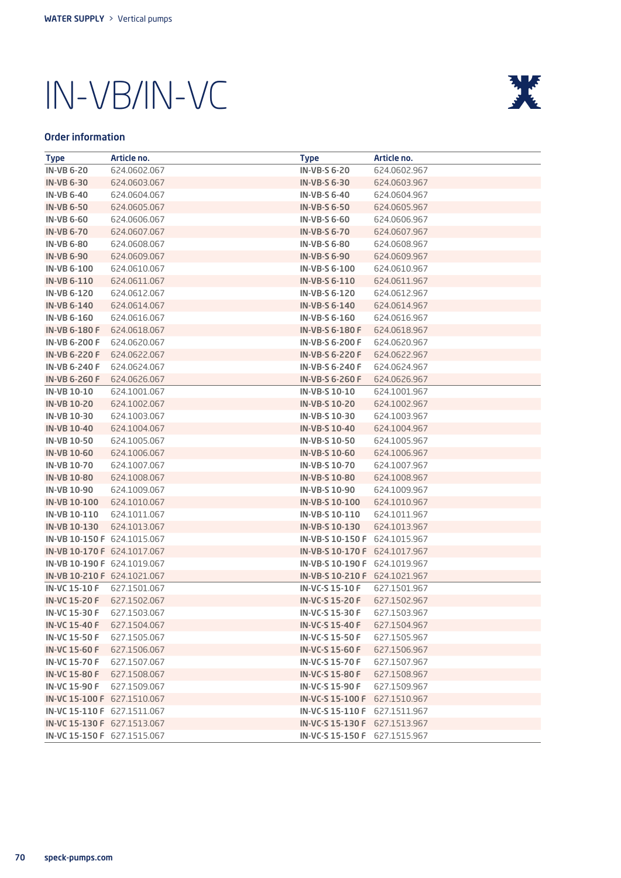# IN-VB/IN-VC

## Order information

| Type | Article no. | Type | Article no. |
|---|---|---|---|
| IN-VB 6-20 | 624.0602.067 | IN-VB-S 6-20 | 624.0602.967 |
| IN-VB 6-30 | 624.0603.067 | IN-VB-S 6-30 | 624.0603.967 |
| IN-VB 6-40 | 624.0604.067 | IN-VB-S 6-40 | 624.0604.967 |
| IN-VB 6-50 | 624.0605.067 | IN-VB-S 6-50 | 624.0605.967 |
| IN-VB 6-60 | 624.0606.067 | IN-VB-S 6-60 | 624.0606.967 |
| IN-VB 6-70 | 624.0607.067 | IN-VB-S 6-70 | 624.0607.967 |
| IN-VB 6-80 | 624.0608.067 | IN-VB-S 6-80 | 624.0608.967 |
| IN-VB 6-90 | 624.0609.067 | IN-VB-S 6-90 | 624.0609.967 |
| IN-VB 6-100 | 624.0610.067 | IN-VB-S 6-100 | 624.0610.967 |
| IN-VB 6-110 | 624.0611.067 | IN-VB-S 6-110 | 624.0611.967 |
| IN-VB 6-120 | 624.0612.067 | IN-VB-S 6-120 | 624.0612.967 |
| IN-VB 6-140 | 624.0614.067 | IN-VB-S 6-140 | 624.0614.967 |
| IN-VB 6-160 | 624.0616.067 | IN-VB-S 6-160 | 624.0616.967 |
| IN-VB 6-180 F | 624.0618.067 | IN-VB-S 6-180 F | 624.0618.967 |
| IN-VB 6-200 F | 624.0620.067 | IN-VB-S 6-200 F | 624.0620.967 |
| IN-VB 6-220 F | 624.0622.067 | IN-VB-S 6-220 F | 624.0622.967 |
| IN-VB 6-240 F | 624.0624.067 | IN-VB-S 6-240 F | 624.0624.967 |
| IN-VB 6-260 F | 624.0626.067 | IN-VB-S 6-260 F | 624.0626.967 |
| IN-VB 10-10 | 624.1001.067 | IN-VB-S 10-10 | 624.1001.967 |
| IN-VB 10-20 | 624.1002.067 | IN-VB-S 10-20 | 624.1002.967 |
| IN-VB 10-30 | 624.1003.067 | IN-VB-S 10-30 | 624.1003.967 |
| IN-VB 10-40 | 624.1004.067 | IN-VB-S 10-40 | 624.1004.967 |
| IN-VB 10-50 | 624.1005.067 | IN-VB-S 10-50 | 624.1005.967 |
| IN-VB 10-60 | 624.1006.067 | IN-VB-S 10-60 | 624.1006.967 |
| IN-VB 10-70 | 624.1007.067 | IN-VB-S 10-70 | 624.1007.967 |
| IN-VB 10-80 | 624.1008.067 | IN-VB-S 10-80 | 624.1008.967 |
| IN-VB 10-90 | 624.1009.067 | IN-VB-S 10-90 | 624.1009.967 |
| IN-VB 10-100 | 624.1010.067 | IN-VB-S 10-100 | 624.1010.967 |
| IN-VB 10-110 | 624.1011.067 | IN-VB-S 10-110 | 624.1011.967 |
| IN-VB 10-130 | 624.1013.067 | IN-VB-S 10-130 | 624.1013.967 |
| IN-VB 10-150 F | 624.1015.067 | IN-VB-S 10-150 F | 624.1015.967 |
| IN-VB 10-170 F | 624.1017.067 | IN-VB-S 10-170 F | 624.1017.967 |
| IN-VB 10-190 F | 624.1019.067 | IN-VB-S 10-190 F | 624.1019.967 |
| IN-VB 10-210 F | 624.1021.067 | IN-VB-S 10-210 F | 624.1021.967 |
| IN-VC 15-10 F | 627.1501.067 | IN-VC-S 15-10 F | 627.1501.967 |
| IN-VC 15-20 F | 627.1502.067 | IN-VC-S 15-20 F | 627.1502.967 |
| IN-VC 15-30 F | 627.1503.067 | IN-VC-S 15-30 F | 627.1503.967 |
| IN-VC 15-40 F | 627.1504.067 | IN-VC-S 15-40 F | 627.1504.967 |
| IN-VC 15-50 F | 627.1505.067 | IN-VC-S 15-50 F | 627.1505.967 |
| IN-VC 15-60 F | 627.1506.067 | IN-VC-S 15-60 F | 627.1506.967 |
| IN-VC 15-70 F | 627.1507.067 | IN-VC-S 15-70 F | 627.1507.967 |
| IN-VC 15-80 F | 627.1508.067 | IN-VC-S 15-80 F | 627.1508.967 |
| IN-VC 15-90 F | 627.1509.067 | IN-VC-S 15-90 F | 627.1509.967 |
| IN-VC 15-100 F | 627.1510.067 | IN-VC-S 15-100 F | 627.1510.967 |
| IN-VC 15-110 F | 627.1511.067 | IN-VC-S 15-110 F | 627.1511.967 |
| IN-VC 15-130 F | 627.1513.067 | IN-VC-S 15-130 F | 627.1513.967 |
| IN-VC 15-150 F | 627.1515.067 | IN-VC-S 15-150 F | 627.1515.967 |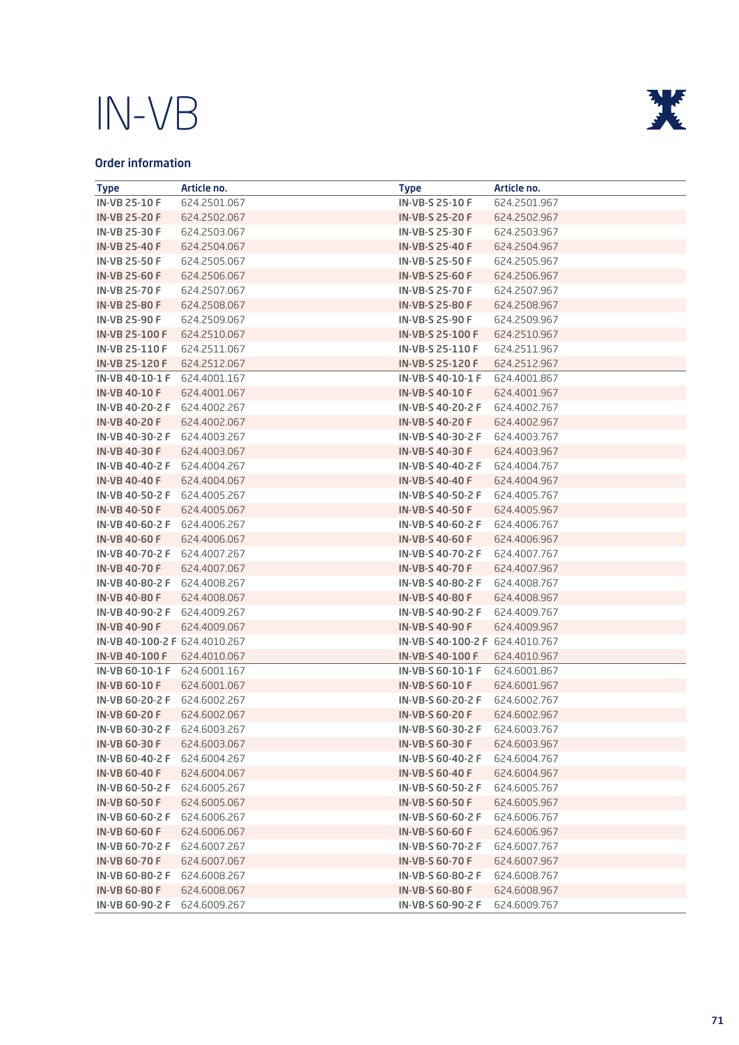# IN-VB

### Order information

| Type | Article no. | Type | Article no. |
|---|---|---|---|
| **IN-VB 25-10 F** | 624.2501.067 | **IN-VB-S 25-10 F** | 624.2501.967 |
| **IN-VB 25-20 F** | 624.2502.067 | **IN-VB-S 25-20 F** | 624.2502.967 |
| **IN-VB 25-30 F** | 624.2503.067 | **IN-VB-S 25-30 F** | 624.2503.967 |
| **IN-VB 25-40 F** | 624.2504.067 | **IN-VB-S 25-40 F** | 624.2504.967 |
| **IN-VB 25-50 F** | 624.2505.067 | **IN-VB-S 25-50 F** | 624.2505.967 |
| **IN-VB 25-60 F** | 624.2506.067 | **IN-VB-S 25-60 F** | 624.2506.967 |
| **IN-VB 25-70 F** | 624.2507.067 | **IN-VB-S 25-70 F** | 624.2507.967 |
| **IN-VB 25-80 F** | 624.2508.067 | **IN-VB-S 25-80 F** | 624.2508.967 |
| **IN-VB 25-90 F** | 624.2509.067 | **IN-VB-S 25-90 F** | 624.2509.967 |
| **IN-VB 25-100 F** | 624.2510.067 | **IN-VB-S 25-100 F** | 624.2510.967 |
| **IN-VB 25-110 F** | 624.2511.067 | **IN-VB-S 25-110 F** | 624.2511.967 |
| **IN-VB 25-120 F** | 624.2512.067 | **IN-VB-S 25-120 F** | 624.2512.967 |
| **IN-VB 40-10-1 F** | 624.4001.167 | **IN-VB-S 40-10-1 F** | 624.4001.867 |
| **IN-VB 40-10 F** | 624.4001.067 | **IN-VB-S 40-10 F** | 624.4001.967 |
| **IN-VB 40-20-2 F** | 624.4002.267 | **IN-VB-S 40-20-2 F** | 624.4002.767 |
| **IN-VB 40-20 F** | 624.4002.067 | **IN-VB-S 40-20 F** | 624.4002.967 |
| **IN-VB 40-30-2 F** | 624.4003.267 | **IN-VB-S 40-30-2 F** | 624.4003.767 |
| **IN-VB 40-30 F** | 624.4003.067 | **IN-VB-S 40-30 F** | 624.4003.967 |
| **IN-VB 40-40-2 F** | 624.4004.267 | **IN-VB-S 40-40-2 F** | 624.4004.767 |
| **IN-VB 40-40 F** | 624.4004.067 | **IN-VB-S 40-40 F** | 624.4004.967 |
| **IN-VB 40-50-2 F** | 624.4005.267 | **IN-VB-S 40-50-2 F** | 624.4005.767 |
| **IN-VB 40-50 F** | 624.4005.067 | **IN-VB-S 40-50 F** | 624.4005.967 |
| **IN-VB 40-60-2 F** | 624.4006.267 | **IN-VB-S 40-60-2 F** | 624.4006.767 |
| **IN-VB 40-60 F** | 624.4006.067 | **IN-VB-S 40-60 F** | 624.4006.967 |
| **IN-VB 40-70-2 F** | 624.4007.267 | **IN-VB-S 40-70-2 F** | 624.4007.767 |
| **IN-VB 40-70 F** | 624.4007.067 | **IN-VB-S 40-70 F** | 624.4007.967 |
| **IN-VB 40-80-2 F** | 624.4008.267 | **IN-VB-S 40-80-2 F** | 624.4008.767 |
| **IN-VB 40-80 F** | 624.4008.067 | **IN-VB-S 40-80 F** | 624.4008.967 |
| **IN-VB 40-90-2 F** | 624.4009.267 | **IN-VB-S 40-90-2 F** | 624.4009.767 |
| **IN-VB 40-90 F** | 624.4009.067 | **IN-VB-S 40-90 F** | 624.4009.967 |
| **IN-VB 40-100-2 F** | 624.4010.267 | **IN-VB-S 40-100-2 F** | 624.4010.767 |
| **IN-VB 40-100 F** | 624.4010.067 | **IN-VB-S 40-100 F** | 624.4010.967 |
| **IN-VB 60-10-1 F** | 624.6001.167 | **IN-VB-S 60-10-1 F** | 624.6001.867 |
| **IN-VB 60-10 F** | 624.6001.067 | **IN-VB-S 60-10 F** | 624.6001.967 |
| **IN-VB 60-20-2 F** | 624.6002.267 | **IN-VB-S 60-20-2 F** | 624.6002.767 |
| **IN-VB 60-20 F** | 624.6002.067 | **IN-VB-S 60-20 F** | 624.6002.967 |
| **IN-VB 60-30-2 F** | 624.6003.267 | **IN-VB-S 60-30-2 F** | 624.6003.767 |
| **IN-VB 60-30 F** | 624.6003.067 | **IN-VB-S 60-30 F** | 624.6003.967 |
| **IN-VB 60-40-2 F** | 624.6004.267 | **IN-VB-S 60-40-2 F** | 624.6004.767 |
| **IN-VB 60-40 F** | 624.6004.067 | **IN-VB-S 60-40 F** | 624.6004.967 |
| **IN-VB 60-50-2 F** | 624.6005.267 | **IN-VB-S 60-50-2 F** | 624.6005.767 |
| **IN-VB 60-50 F** | 624.6005.067 | **IN-VB-S 60-50 F** | 624.6005.967 |
| **IN-VB 60-60-2 F** | 624.6006.267 | **IN-VB-S 60-60-2 F** | 624.6006.767 |
| **IN-VB 60-60 F** | 624.6006.067 | **IN-VB-S 60-60 F** | 624.6006.967 |
| **IN-VB 60-70-2 F** | 624.6007.267 | **IN-VB-S 60-70-2 F** | 624.6007.767 |
| **IN-VB 60-70 F** | 624.6007.067 | **IN-VB-S 60-70 F** | 624.6007.967 |
| **IN-VB 60-80-2 F** | 624.6008.267 | **IN-VB-S 60-80-2 F** | 624.6008.767 |
| **IN-VB 60-80 F** | 624.6008.067 | **IN-VB-S 60-80 F** | 624.6008.967 |
| **IN-VB 60-90-2 F** | 624.6009.267 | **IN-VB-S 60-90-2 F** | 624.6009.767 |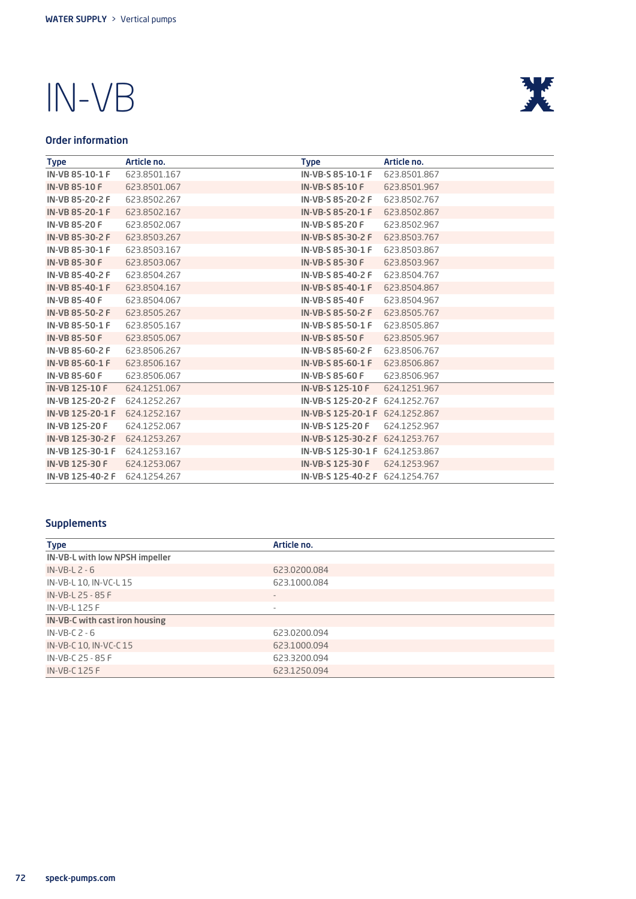# IN-VB

## Order information

| Type | Article no. | Type | Article no. |
|---|---|---|---|
| IN-VB 85-10-1 F | 623.8501.167 | IN-VB-S 85-10-1 F | 623.8501.867 |
| IN-VB 85-10 F | 623.8501.067 | IN-VB-S 85-10 F | 623.8501.967 |
| IN-VB 85-20-2 F | 623.8502.267 | IN-VB-S 85-20-2 F | 623.8502.767 |
| IN-VB 85-20-1 F | 623.8502.167 | IN-VB-S 85-20-1 F | 623.8502.867 |
| IN-VB 85-20 F | 623.8502.067 | IN-VB-S 85-20 F | 623.8502.967 |
| IN-VB 85-30-2 F | 623.8503.267 | IN-VB-S 85-30-2 F | 623.8503.767 |
| IN-VB 85-30-1 F | 623.8503.167 | IN-VB-S 85-30-1 F | 623.8503.867 |
| IN-VB 85-30 F | 623.8503.067 | IN-VB-S 85-30 F | 623.8503.967 |
| IN-VB 85-40-2 F | 623.8504.267 | IN-VB-S 85-40-2 F | 623.8504.767 |
| IN-VB 85-40-1 F | 623.8504.167 | IN-VB-S 85-40-1 F | 623.8504.867 |
| IN-VB 85-40 F | 623.8504.067 | IN-VB-S 85-40 F | 623.8504.967 |
| IN-VB 85-50-2 F | 623.8505.267 | IN-VB-S 85-50-2 F | 623.8505.767 |
| IN-VB 85-50-1 F | 623.8505.167 | IN-VB-S 85-50-1 F | 623.8505.867 |
| IN-VB 85-50 F | 623.8505.067 | IN-VB-S 85-50 F | 623.8505.967 |
| IN-VB 85-60-2 F | 623.8506.267 | IN-VB-S 85-60-2 F | 623.8506.767 |
| IN-VB 85-60-1 F | 623.8506.167 | IN-VB-S 85-60-1 F | 623.8506.867 |
| IN-VB 85-60 F | 623.8506.067 | IN-VB-S 85-60 F | 623.8506.967 |
| IN-VB 125-10 F | 624.1251.067 | IN-VB-S 125-10 F | 624.1251.967 |
| IN-VB 125-20-2 F | 624.1252.267 | IN-VB-S 125-20-2 F | 624.1252.767 |
| IN-VB 125-20-1 F | 624.1252.167 | IN-VB-S 125-20-1 F | 624.1252.867 |
| IN-VB 125-20 F | 624.1252.067 | IN-VB-S 125-20 F | 624.1252.967 |
| IN-VB 125-30-2 F | 624.1253.267 | IN-VB-S 125-30-2 F | 624.1253.767 |
| IN-VB 125-30-1 F | 624.1253.167 | IN-VB-S 125-30-1 F | 624.1253.867 |
| IN-VB 125-30 F | 624.1253.067 | IN-VB-S 125-30 F | 624.1253.967 |
| IN-VB 125-40-2 F | 624.1254.267 | IN-VB-S 125-40-2 F | 624.1254.767 |

## Supplements

| Type | Article no. |
|---|---|
| **IN-VB-L with low NPSH impeller** | |
| IN-VB-L 2 - 6 | 623.0200.084 |
| IN-VB-L 10, IN-VC-L 15 | 623.1000.084 |
| IN-VB-L 25 - 85 F | - |
| IN-VB-L 125 F | - |
| **IN-VB-C with cast iron housing** | |
| IN-VB-C 2 - 6 | 623.0200.094 |
| IN-VB-C 10, IN-VC-C 15 | 623.1000.094 |
| IN-VB-C 25 - 85 F | 623.3200.094 |
| IN-VB-C 125 F | 623.1250.094 |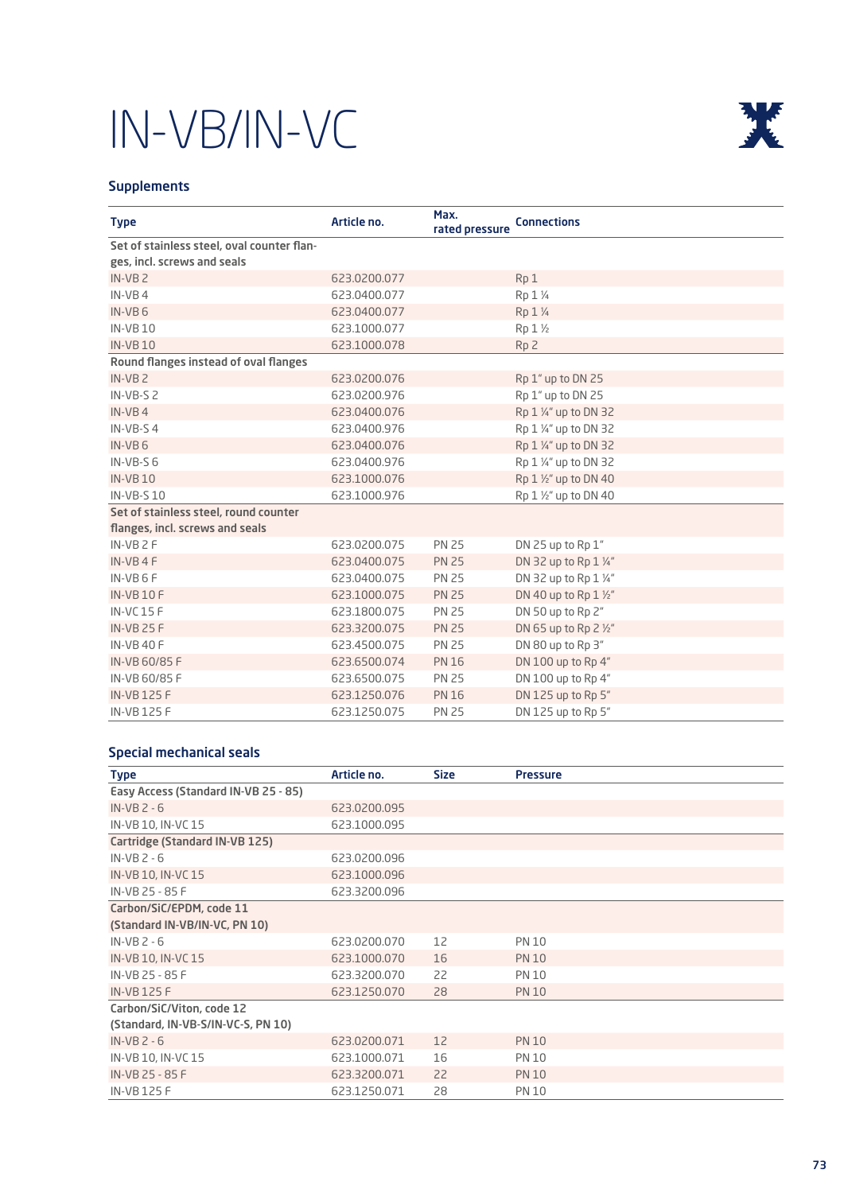# IN-VB/IN-VC

## Supplements

| Type | Article no. | Max. rated pressure | Connections |
|---|---|---|---|
| **Set of stainless steel, oval counter flanges, incl. screws and seals** | | | |
| IN-VB 2 | 623.0200.077 | | Rp 1 |
| IN-VB 4 | 623.0400.077 | | Rp 1 ¼ |
| IN-VB 6 | 623.0400.077 | | Rp 1 ¼ |
| IN-VB 10 | 623.1000.077 | | Rp 1 ½ |
| IN-VB 10 | 623.1000.078 | | Rp 2 |
| **Round flanges instead of oval flanges** | | | |
| IN-VB 2 | 623.0200.076 | | Rp 1" up to DN 25 |
| IN-VB-S 2 | 623.0200.976 | | Rp 1" up to DN 25 |
| IN-VB 4 | 623.0400.076 | | Rp 1 ¼" up to DN 32 |
| IN-VB-S 4 | 623.0400.976 | | Rp 1 ¼" up to DN 32 |
| IN-VB 6 | 623.0400.076 | | Rp 1 ¼" up to DN 32 |
| IN-VB-S 6 | 623.0400.976 | | Rp 1 ¼" up to DN 32 |
| IN-VB 10 | 623.1000.076 | | Rp 1 ½" up to DN 40 |
| IN-VB-S 10 | 623.1000.976 | | Rp 1 ½" up to DN 40 |
| **Set of stainless steel, round counter flanges, incl. screws and seals** | | | |
| IN-VB 2 F | 623.0200.075 | PN 25 | DN 25 up to Rp 1" |
| IN-VB 4 F | 623.0400.075 | PN 25 | DN 32 up to Rp 1 ¼" |
| IN-VB 6 F | 623.0400.075 | PN 25 | DN 32 up to Rp 1 ¼" |
| IN-VB 10 F | 623.1000.075 | PN 25 | DN 40 up to Rp 1 ½" |
| IN-VC 15 F | 623.1800.075 | PN 25 | DN 50 up to Rp 2" |
| IN-VB 25 F | 623.3200.075 | PN 25 | DN 65 up to Rp 2 ½" |
| IN-VB 40 F | 623.4500.075 | PN 25 | DN 80 up to Rp 3" |
| IN-VB 60/85 F | 623.6500.074 | PN 16 | DN 100 up to Rp 4" |
| IN-VB 60/85 F | 623.6500.075 | PN 25 | DN 100 up to Rp 4" |
| IN-VB 125 F | 623.1250.076 | PN 16 | DN 125 up to Rp 5" |
| IN-VB 125 F | 623.1250.075 | PN 25 | DN 125 up to Rp 5" |

## Special mechanical seals

| Type | Article no. | Size | Pressure |
|---|---|---|---|
| **Easy Access (Standard IN-VB 25 - 85)** | | | |
| IN-VB 2 - 6 | 623.0200.095 | | |
| IN-VB 10, IN-VC 15 | 623.1000.095 | | |
| **Cartridge (Standard IN-VB 125)** | | | |
| IN-VB 2 - 6 | 623.0200.096 | | |
| IN-VB 10, IN-VC 15 | 623.1000.096 | | |
| IN-VB 25 - 85 F | 623.3200.096 | | |
| **Carbon/SiC/EPDM, code 11 (Standard IN-VB/IN-VC, PN 10)** | | | |
| IN-VB 2 - 6 | 623.0200.070 | 12 | PN 10 |
| IN-VB 10, IN-VC 15 | 623.1000.070 | 16 | PN 10 |
| IN-VB 25 - 85 F | 623.3200.070 | 22 | PN 10 |
| IN-VB 125 F | 623.1250.070 | 28 | PN 10 |
| **Carbon/SiC/Viton, code 12 (Standard, IN-VB-S/IN-VC-S, PN 10)** | | | |
| IN-VB 2 - 6 | 623.0200.071 | 12 | PN 10 |
| IN-VB 10, IN-VC 15 | 623.1000.071 | 16 | PN 10 |
| IN-VB 25 - 85 F | 623.3200.071 | 22 | PN 10 |
| IN-VB 125 F | 623.1250.071 | 28 | PN 10 |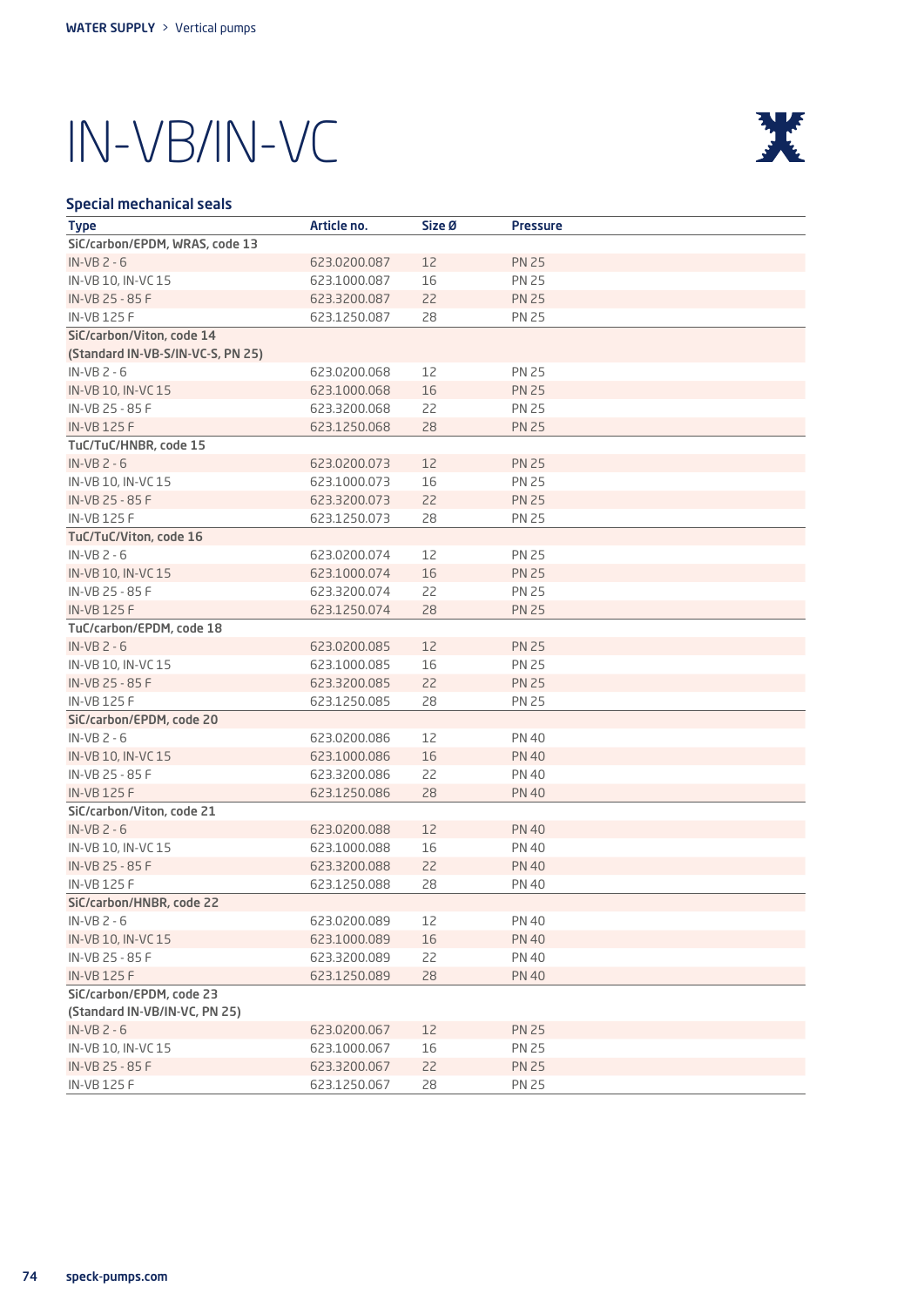# IN-VB/IN-VC

## Special mechanical seals

| Type | Article no. | Size Ø | Pressure |
|---|---|---|---|
| **SiC/carbon/EPDM, WRAS, code 13** | | | |
| IN-VB 2 - 6 | 623.0200.087 | 12 | PN 25 |
| IN-VB 10, IN-VC 15 | 623.1000.087 | 16 | PN 25 |
| IN-VB 25 - 85 F | 623.3200.087 | 22 | PN 25 |
| IN-VB 125 F | 623.1250.087 | 28 | PN 25 |
| **SiC/carbon/Viton, code 14 (Standard IN-VB-S/IN-VC-S, PN 25)** | | | |
| IN-VB 2 - 6 | 623.0200.068 | 12 | PN 25 |
| IN-VB 10, IN-VC 15 | 623.1000.068 | 16 | PN 25 |
| IN-VB 25 - 85 F | 623.3200.068 | 22 | PN 25 |
| IN-VB 125 F | 623.1250.068 | 28 | PN 25 |
| **TuC/TuC/HNBR, code 15** | | | |
| IN-VB 2 - 6 | 623.0200.073 | 12 | PN 25 |
| IN-VB 10, IN-VC 15 | 623.1000.073 | 16 | PN 25 |
| IN-VB 25 - 85 F | 623.3200.073 | 22 | PN 25 |
| IN-VB 125 F | 623.1250.073 | 28 | PN 25 |
| **TuC/TuC/Viton, code 16** | | | |
| IN-VB 2 - 6 | 623.0200.074 | 12 | PN 25 |
| IN-VB 10, IN-VC 15 | 623.1000.074 | 16 | PN 25 |
| IN-VB 25 - 85 F | 623.3200.074 | 22 | PN 25 |
| IN-VB 125 F | 623.1250.074 | 28 | PN 25 |
| **TuC/carbon/EPDM, code 18** | | | |
| IN-VB 2 - 6 | 623.0200.085 | 12 | PN 25 |
| IN-VB 10, IN-VC 15 | 623.1000.085 | 16 | PN 25 |
| IN-VB 25 - 85 F | 623.3200.085 | 22 | PN 25 |
| IN-VB 125 F | 623.1250.085 | 28 | PN 25 |
| **SiC/carbon/EPDM, code 20** | | | |
| IN-VB 2 - 6 | 623.0200.086 | 12 | PN 40 |
| IN-VB 10, IN-VC 15 | 623.1000.086 | 16 | PN 40 |
| IN-VB 25 - 85 F | 623.3200.086 | 22 | PN 40 |
| IN-VB 125 F | 623.1250.086 | 28 | PN 40 |
| **SiC/carbon/Viton, code 21** | | | |
| IN-VB 2 - 6 | 623.0200.088 | 12 | PN 40 |
| IN-VB 10, IN-VC 15 | 623.1000.088 | 16 | PN 40 |
| IN-VB 25 - 85 F | 623.3200.088 | 22 | PN 40 |
| IN-VB 125 F | 623.1250.088 | 28 | PN 40 |
| **SiC/carbon/HNBR, code 22** | | | |
| IN-VB 2 - 6 | 623.0200.089 | 12 | PN 40 |
| IN-VB 10, IN-VC 15 | 623.1000.089 | 16 | PN 40 |
| IN-VB 25 - 85 F | 623.3200.089 | 22 | PN 40 |
| IN-VB 125 F | 623.1250.089 | 28 | PN 40 |
| **SiC/carbon/EPDM, code 23 (Standard IN-VB/IN-VC, PN 25)** | | | |
| IN-VB 2 - 6 | 623.0200.067 | 12 | PN 25 |
| IN-VB 10, IN-VC 15 | 623.1000.067 | 16 | PN 25 |
| IN-VB 25 - 85 F | 623.3200.067 | 22 | PN 25 |
| IN-VB 125 F | 623.1250.067 | 28 | PN 25 |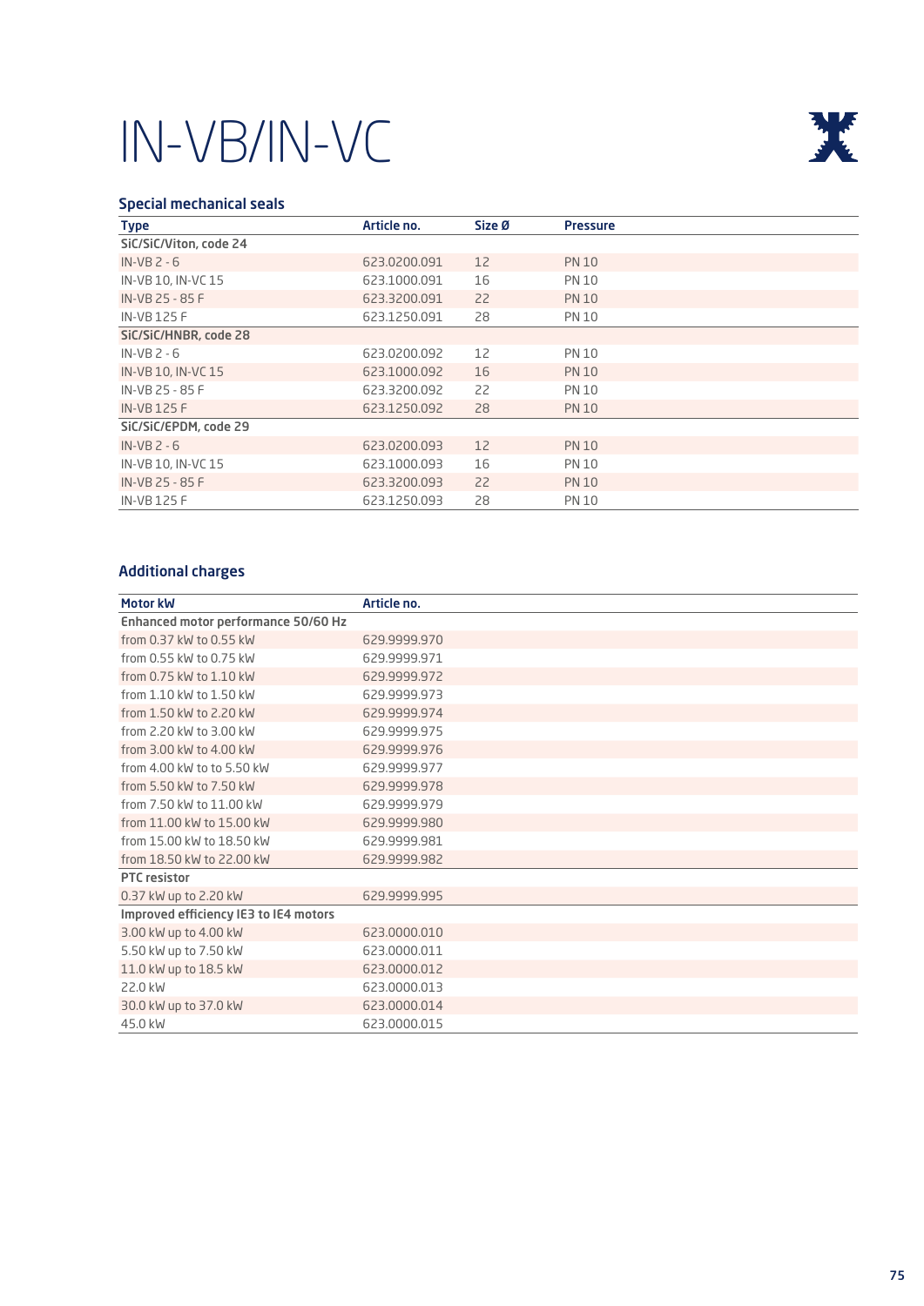# IN-VB/IN-VC

## Special mechanical seals

| Type | Article no. | Size Ø | Pressure |
|---|---|---|---|
| **SiC/SiC/Viton, code 24** | | | |
| IN-VB 2 - 6 | 623.0200.091 | 12 | PN 10 |
| IN-VB 10, IN-VC 15 | 623.1000.091 | 16 | PN 10 |
| IN-VB 25 - 85 F | 623.3200.091 | 22 | PN 10 |
| IN-VB 125 F | 623.1250.091 | 28 | PN 10 |
| **SiC/SiC/HNBR, code 28** | | | |
| IN-VB 2 - 6 | 623.0200.092 | 12 | PN 10 |
| IN-VB 10, IN-VC 15 | 623.1000.092 | 16 | PN 10 |
| IN-VB 25 - 85 F | 623.3200.092 | 22 | PN 10 |
| IN-VB 125 F | 623.1250.092 | 28 | PN 10 |
| **SiC/SiC/EPDM, code 29** | | | |
| IN-VB 2 - 6 | 623.0200.093 | 12 | PN 10 |
| IN-VB 10, IN-VC 15 | 623.1000.093 | 16 | PN 10 |
| IN-VB 25 - 85 F | 623.3200.093 | 22 | PN 10 |
| IN-VB 125 F | 623.1250.093 | 28 | PN 10 |

## Additional charges

| Motor kW | Article no. |
|---|---|
| **Enhanced motor performance 50/60 Hz** | |
| from 0.37 kW to 0.55 kW | 629.9999.970 |
| from 0.55 kW to 0.75 kW | 629.9999.971 |
| from 0.75 kW to 1.10 kW | 629.9999.972 |
| from 1.10 kW to 1.50 kW | 629.9999.973 |
| from 1.50 kW to 2.20 kW | 629.9999.974 |
| from 2.20 kW to 3.00 kW | 629.9999.975 |
| from 3.00 kW to 4.00 kW | 629.9999.976 |
| from 4.00 kW to to 5.50 kW | 629.9999.977 |
| from 5.50 kW to 7.50 kW | 629.9999.978 |
| from 7.50 kW to 11.00 kW | 629.9999.979 |
| from 11.00 kW to 15.00 kW | 629.9999.980 |
| from 15.00 kW to 18.50 kW | 629.9999.981 |
| from 18.50 kW to 22.00 kW | 629.9999.982 |
| **PTC resistor** | |
| 0.37 kW up to 2.20 kW | 629.9999.995 |
| **Improved efficiency IE3 to IE4 motors** | |
| 3.00 kW up to 4.00 kW | 623.0000.010 |
| 5.50 kW up to 7.50 kW | 623.0000.011 |
| 11.0 kW up to 18.5 kW | 623.0000.012 |
| 22.0 kW | 623.0000.013 |
| 30.0 kW up to 37.0 kW | 623.0000.014 |
| 45.0 kW | 623.0000.015 |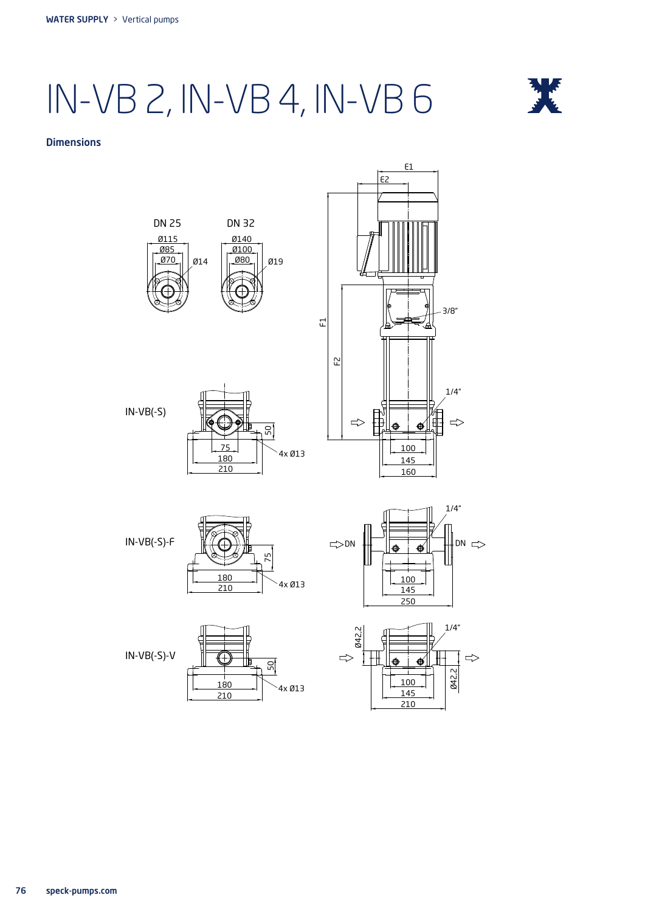# IN-VB 2, IN-VB 4, IN-VB 6

## Dimensions

DN 25

Ø115
Ø85
Ø70
Ø14

DN 32

Ø140
Ø100
Ø80
Ø19

E1
E2
F1
F2
3/8"
1/4"

IN-VB(-S)

75
180
210
50
4x Ø13

100
145
160

IN-VB(-S)-F

180
210
75
4x Ø13

DN
DN
1/4"
100
145
250

IN-VB(-S)-V

180
210
50
4x Ø13

Ø42,2
Ø42,2
1/4"
100
145
210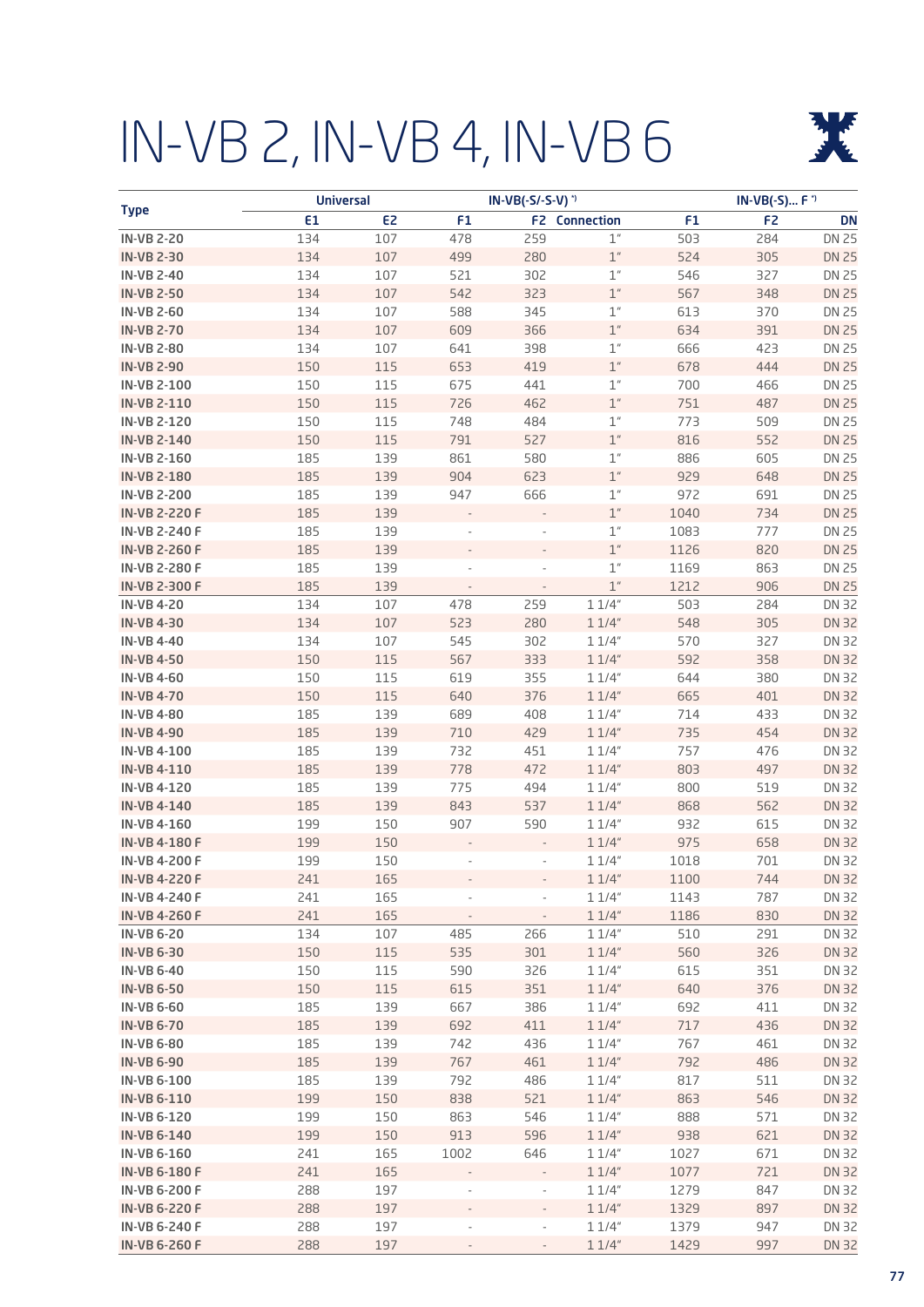# IN-VB 2, IN-VB 4, IN-VB 6

| Type | Universal | | IN-VB(-S/-S-V) *) | | | IN-VB(-S)... F *) | | |
|---|---|---|---|---|---|---|---|---|
| | E1 | E2 | F1 | F2 | Connection | F1 | F2 | DN |
| **IN-VB 2-20** | 134 | 107 | 478 | 259 | 1" | 503 | 284 | DN 25 |
| **IN-VB 2-30** | 134 | 107 | 499 | 280 | 1" | 524 | 305 | DN 25 |
| **IN-VB 2-40** | 134 | 107 | 521 | 302 | 1" | 546 | 327 | DN 25 |
| **IN-VB 2-50** | 134 | 107 | 542 | 323 | 1" | 567 | 348 | DN 25 |
| **IN-VB 2-60** | 134 | 107 | 588 | 345 | 1" | 613 | 370 | DN 25 |
| **IN-VB 2-70** | 134 | 107 | 609 | 366 | 1" | 634 | 391 | DN 25 |
| **IN-VB 2-80** | 134 | 107 | 641 | 398 | 1" | 666 | 423 | DN 25 |
| **IN-VB 2-90** | 150 | 115 | 653 | 419 | 1" | 678 | 444 | DN 25 |
| **IN-VB 2-100** | 150 | 115 | 675 | 441 | 1" | 700 | 466 | DN 25 |
| **IN-VB 2-110** | 150 | 115 | 726 | 462 | 1" | 751 | 487 | DN 25 |
| **IN-VB 2-120** | 150 | 115 | 748 | 484 | 1" | 773 | 509 | DN 25 |
| **IN-VB 2-140** | 150 | 115 | 791 | 527 | 1" | 816 | 552 | DN 25 |
| **IN-VB 2-160** | 185 | 139 | 861 | 580 | 1" | 886 | 605 | DN 25 |
| **IN-VB 2-180** | 185 | 139 | 904 | 623 | 1" | 929 | 648 | DN 25 |
| **IN-VB 2-200** | 185 | 139 | 947 | 666 | 1" | 972 | 691 | DN 25 |
| **IN-VB 2-220 F** | 185 | 139 | - | - | 1" | 1040 | 734 | DN 25 |
| **IN-VB 2-240 F** | 185 | 139 | - | - | 1" | 1083 | 777 | DN 25 |
| **IN-VB 2-260 F** | 185 | 139 | - | - | 1" | 1126 | 820 | DN 25 |
| **IN-VB 2-280 F** | 185 | 139 | - | - | 1" | 1169 | 863 | DN 25 |
| **IN-VB 2-300 F** | 185 | 139 | - | - | 1" | 1212 | 906 | DN 25 |
| **IN-VB 4-20** | 134 | 107 | 478 | 259 | 1 1/4" | 503 | 284 | DN 32 |
| **IN-VB 4-30** | 134 | 107 | 523 | 280 | 1 1/4" | 548 | 305 | DN 32 |
| **IN-VB 4-40** | 134 | 107 | 545 | 302 | 1 1/4" | 570 | 327 | DN 32 |
| **IN-VB 4-50** | 150 | 115 | 567 | 333 | 1 1/4" | 592 | 358 | DN 32 |
| **IN-VB 4-60** | 150 | 115 | 619 | 355 | 1 1/4" | 644 | 380 | DN 32 |
| **IN-VB 4-70** | 150 | 115 | 640 | 376 | 1 1/4" | 665 | 401 | DN 32 |
| **IN-VB 4-80** | 185 | 139 | 689 | 408 | 1 1/4" | 714 | 433 | DN 32 |
| **IN-VB 4-90** | 185 | 139 | 710 | 429 | 1 1/4" | 735 | 454 | DN 32 |
| **IN-VB 4-100** | 185 | 139 | 732 | 451 | 1 1/4" | 757 | 476 | DN 32 |
| **IN-VB 4-110** | 185 | 139 | 778 | 472 | 1 1/4" | 803 | 497 | DN 32 |
| **IN-VB 4-120** | 185 | 139 | 775 | 494 | 1 1/4" | 800 | 519 | DN 32 |
| **IN-VB 4-140** | 185 | 139 | 843 | 537 | 1 1/4" | 868 | 562 | DN 32 |
| **IN-VB 4-160** | 199 | 150 | 907 | 590 | 1 1/4" | 932 | 615 | DN 32 |
| **IN-VB 4-180 F** | 199 | 150 | - | - | 1 1/4" | 975 | 658 | DN 32 |
| **IN-VB 4-200 F** | 199 | 150 | - | - | 1 1/4" | 1018 | 701 | DN 32 |
| **IN-VB 4-220 F** | 241 | 165 | - | - | 1 1/4" | 1100 | 744 | DN 32 |
| **IN-VB 4-240 F** | 241 | 165 | - | - | 1 1/4" | 1143 | 787 | DN 32 |
| **IN-VB 4-260 F** | 241 | 165 | - | - | 1 1/4" | 1186 | 830 | DN 32 |
| **IN-VB 6-20** | 134 | 107 | 485 | 266 | 1 1/4" | 510 | 291 | DN 32 |
| **IN-VB 6-30** | 150 | 115 | 535 | 301 | 1 1/4" | 560 | 326 | DN 32 |
| **IN-VB 6-40** | 150 | 115 | 590 | 326 | 1 1/4" | 615 | 351 | DN 32 |
| **IN-VB 6-50** | 150 | 115 | 615 | 351 | 1 1/4" | 640 | 376 | DN 32 |
| **IN-VB 6-60** | 185 | 139 | 667 | 386 | 1 1/4" | 692 | 411 | DN 32 |
| **IN-VB 6-70** | 185 | 139 | 692 | 411 | 1 1/4" | 717 | 436 | DN 32 |
| **IN-VB 6-80** | 185 | 139 | 742 | 436 | 1 1/4" | 767 | 461 | DN 32 |
| **IN-VB 6-90** | 185 | 139 | 767 | 461 | 1 1/4" | 792 | 486 | DN 32 |
| **IN-VB 6-100** | 185 | 139 | 792 | 486 | 1 1/4" | 817 | 511 | DN 32 |
| **IN-VB 6-110** | 199 | 150 | 838 | 521 | 1 1/4" | 863 | 546 | DN 32 |
| **IN-VB 6-120** | 199 | 150 | 863 | 546 | 1 1/4" | 888 | 571 | DN 32 |
| **IN-VB 6-140** | 199 | 150 | 913 | 596 | 1 1/4" | 938 | 621 | DN 32 |
| **IN-VB 6-160** | 241 | 165 | 1002 | 646 | 1 1/4" | 1027 | 671 | DN 32 |
| **IN-VB 6-180 F** | 241 | 165 | - | - | 1 1/4" | 1077 | 721 | DN 32 |
| **IN-VB 6-200 F** | 288 | 197 | - | - | 1 1/4" | 1279 | 847 | DN 32 |
| **IN-VB 6-220 F** | 288 | 197 | - | - | 1 1/4" | 1329 | 897 | DN 32 |
| **IN-VB 6-240 F** | 288 | 197 | - | - | 1 1/4" | 1379 | 947 | DN 32 |
| **IN-VB 6-260 F** | 288 | 197 | - | - | 1 1/4" | 1429 | 997 | DN 32 |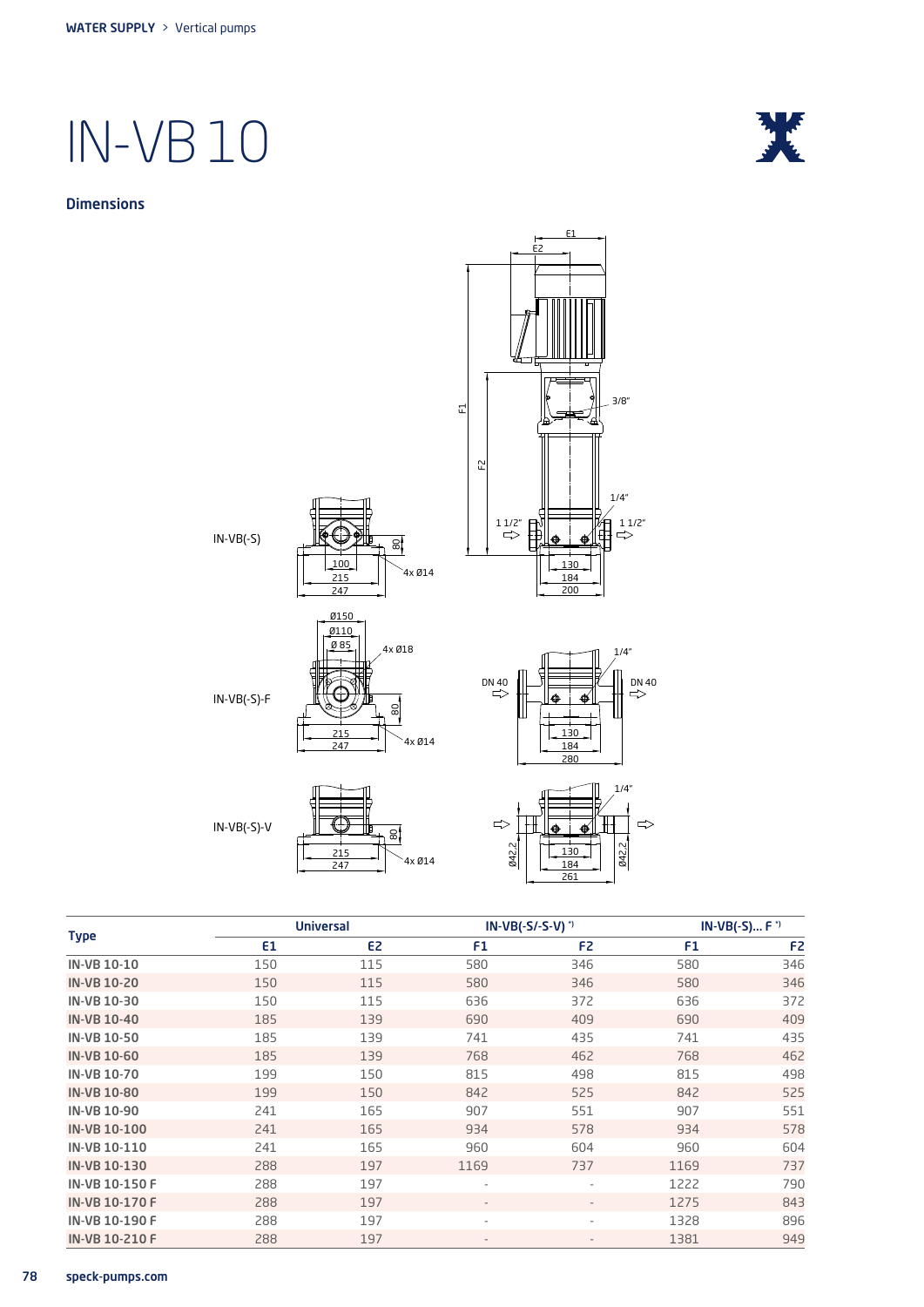WATER SUPPLY > Vertical pumps

# IN-VB 10

## Dimensions

IN-VB(-S)

IN-VB(-S)-F

IN-VB(-S)-V

| Type | Universal | | IN-VB(-S/-S-V) *) | | IN-VB(-S)... F *) | |
|---|---|---|---|---|---|---|
| | E1 | E2 | F1 | F2 | F1 | F2 |
| IN-VB 10-10 | 150 | 115 | 580 | 346 | 580 | 346 |
| IN-VB 10-20 | 150 | 115 | 580 | 346 | 580 | 346 |
| IN-VB 10-30 | 150 | 115 | 636 | 372 | 636 | 372 |
| IN-VB 10-40 | 185 | 139 | 690 | 409 | 690 | 409 |
| IN-VB 10-50 | 185 | 139 | 741 | 435 | 741 | 435 |
| IN-VB 10-60 | 185 | 139 | 768 | 462 | 768 | 462 |
| IN-VB 10-70 | 199 | 150 | 815 | 498 | 815 | 498 |
| IN-VB 10-80 | 199 | 150 | 842 | 525 | 842 | 525 |
| IN-VB 10-90 | 241 | 165 | 907 | 551 | 907 | 551 |
| IN-VB 10-100 | 241 | 165 | 934 | 578 | 934 | 578 |
| IN-VB 10-110 | 241 | 165 | 960 | 604 | 960 | 604 |
| IN-VB 10-130 | 288 | 197 | 1169 | 737 | 1169 | 737 |
| IN-VB 10-150 F | 288 | 197 | - | - | 1222 | 790 |
| IN-VB 10-170 F | 288 | 197 | - | - | 1275 | 843 |
| IN-VB 10-190 F | 288 | 197 | - | - | 1328 | 896 |
| IN-VB 10-210 F | 288 | 197 | - | - | 1381 | 949 |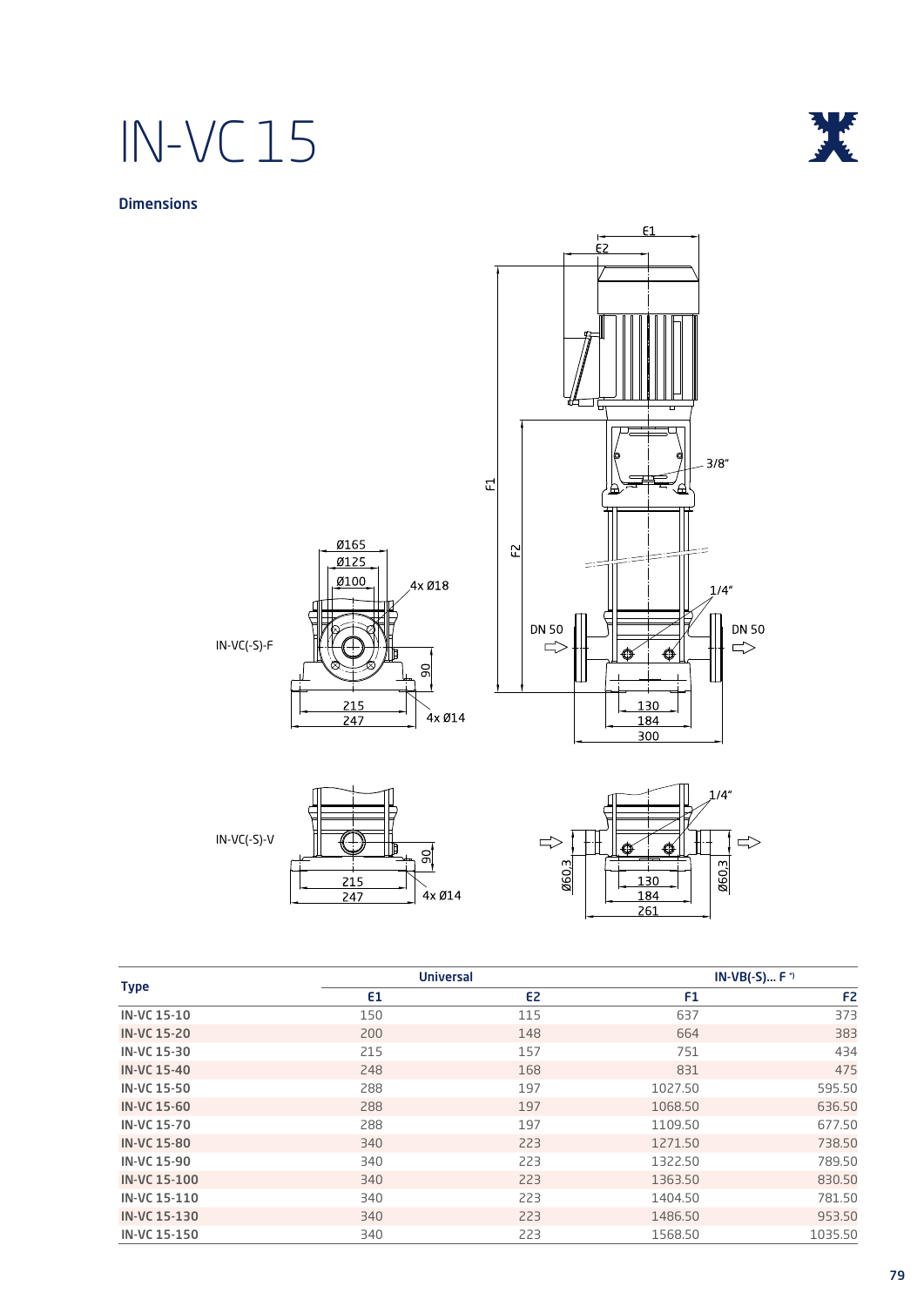# IN-VC 15

## Dimensions

IN-VC(-S)-F

IN-VC(-S)-V

| Type | Universal | | IN-VB(-S)... F *) | |
|---|---|---|---|---|
| | E1 | E2 | F1 | F2 |
| IN-VC 15-10 | 150 | 115 | 637 | 373 |
| IN-VC 15-20 | 200 | 148 | 664 | 383 |
| IN-VC 15-30 | 215 | 157 | 751 | 434 |
| IN-VC 15-40 | 248 | 168 | 831 | 475 |
| IN-VC 15-50 | 288 | 197 | 1027.50 | 595.50 |
| IN-VC 15-60 | 288 | 197 | 1068.50 | 636.50 |
| IN-VC 15-70 | 288 | 197 | 1109.50 | 677.50 |
| IN-VC 15-80 | 340 | 223 | 1271.50 | 738.50 |
| IN-VC 15-90 | 340 | 223 | 1322.50 | 789.50 |
| IN-VC 15-100 | 340 | 223 | 1363.50 | 830.50 |
| IN-VC 15-110 | 340 | 223 | 1404.50 | 781.50 |
| IN-VC 15-130 | 340 | 223 | 1486.50 | 953.50 |
| IN-VC 15-150 | 340 | 223 | 1568.50 | 1035.50 |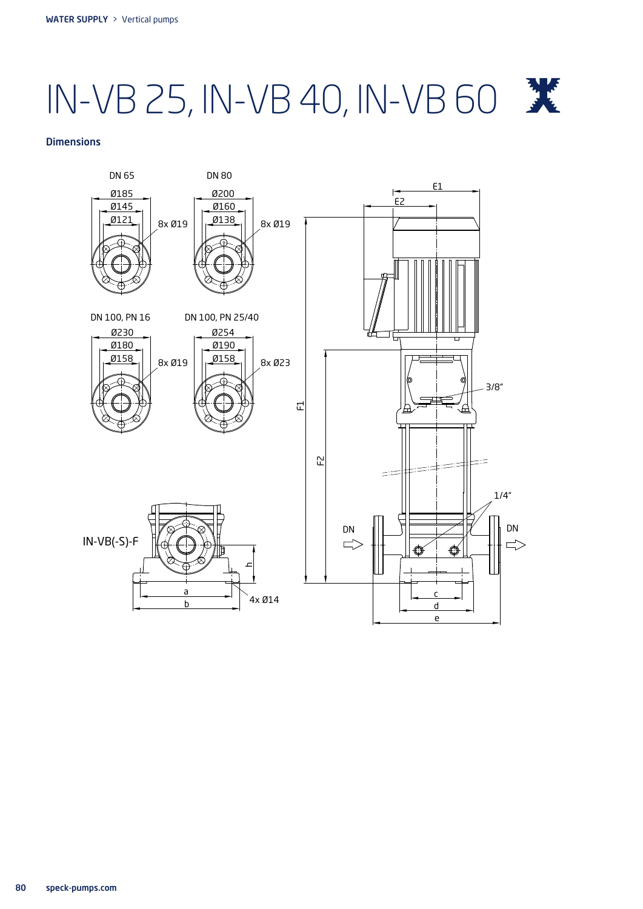# IN-VB 25, IN-VB 40, IN-VB 60

## Dimensions

DN 65

Ø185
Ø145
Ø121
8x Ø19

DN 80

Ø200
Ø160
Ø138
8x Ø19

DN 100, PN 16

Ø230
Ø180
Ø158
8x Ø19

DN 100, PN 25/40

Ø254
Ø190
Ø158
8x Ø23

IN-VB(-S)-F

a
b
h
4x Ø14

E1
E2
F1
F2
3/8"
1/4"
DN
DN
c
d
e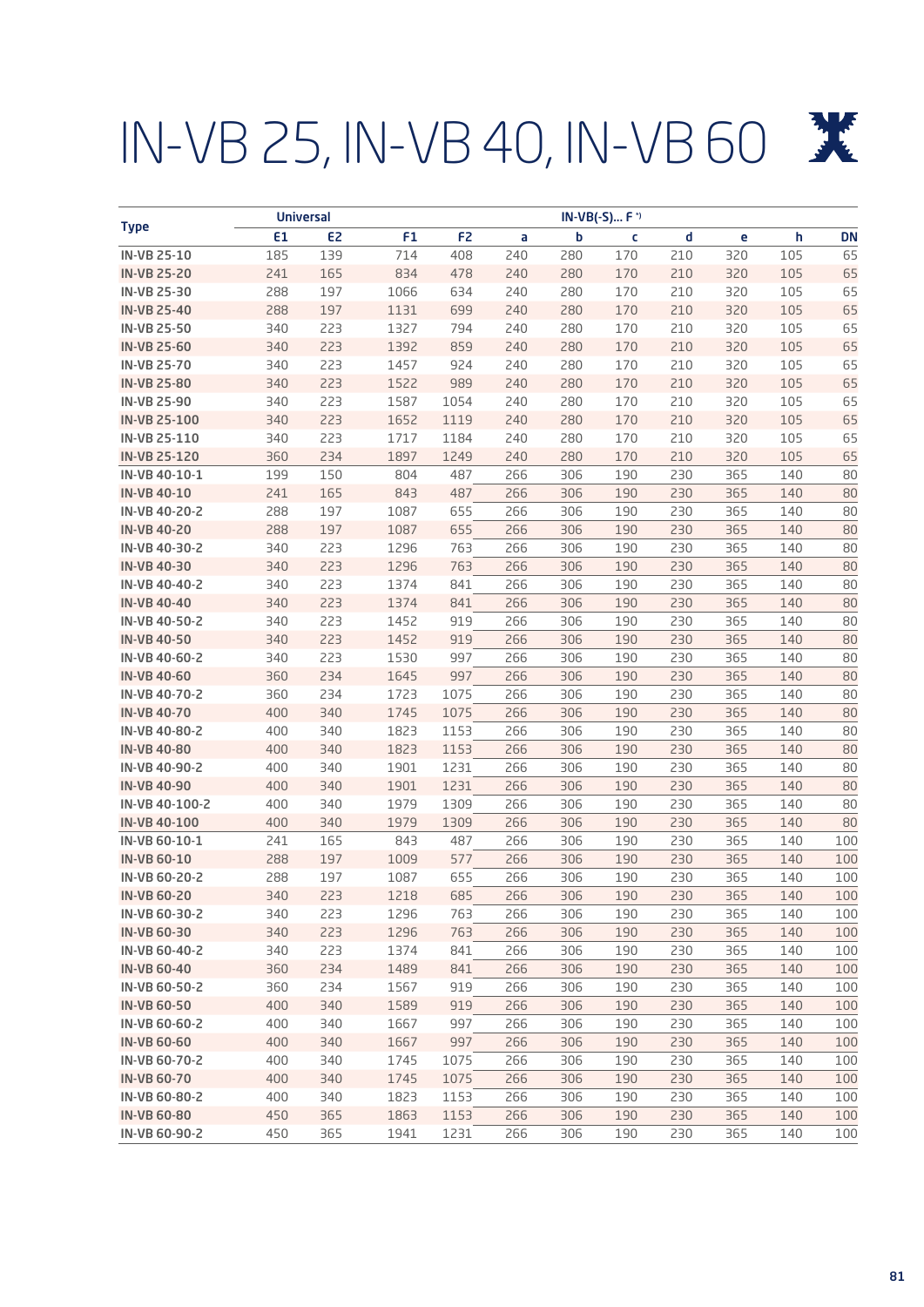# IN-VB 25, IN-VB 40, IN-VB 60

| Type | Universal | | IN-VB(-S)... F *) | | | | | | | | |
|---|---|---|---|---|---|---|---|---|---|---|---|
| | E1 | E2 | F1 | F2 | a | b | c | d | e | h | DN |
| **IN-VB 25-10** | 185 | 139 | 714 | 408 | 240 | 280 | 170 | 210 | 320 | 105 | 65 |
| **IN-VB 25-20** | 241 | 165 | 834 | 478 | 240 | 280 | 170 | 210 | 320 | 105 | 65 |
| **IN-VB 25-30** | 288 | 197 | 1066 | 634 | 240 | 280 | 170 | 210 | 320 | 105 | 65 |
| **IN-VB 25-40** | 288 | 197 | 1131 | 699 | 240 | 280 | 170 | 210 | 320 | 105 | 65 |
| **IN-VB 25-50** | 340 | 223 | 1327 | 794 | 240 | 280 | 170 | 210 | 320 | 105 | 65 |
| **IN-VB 25-60** | 340 | 223 | 1392 | 859 | 240 | 280 | 170 | 210 | 320 | 105 | 65 |
| **IN-VB 25-70** | 340 | 223 | 1457 | 924 | 240 | 280 | 170 | 210 | 320 | 105 | 65 |
| **IN-VB 25-80** | 340 | 223 | 1522 | 989 | 240 | 280 | 170 | 210 | 320 | 105 | 65 |
| **IN-VB 25-90** | 340 | 223 | 1587 | 1054 | 240 | 280 | 170 | 210 | 320 | 105 | 65 |
| **IN-VB 25-100** | 340 | 223 | 1652 | 1119 | 240 | 280 | 170 | 210 | 320 | 105 | 65 |
| **IN-VB 25-110** | 340 | 223 | 1717 | 1184 | 240 | 280 | 170 | 210 | 320 | 105 | 65 |
| **IN-VB 25-120** | 360 | 234 | 1897 | 1249 | 240 | 280 | 170 | 210 | 320 | 105 | 65 |
| **IN-VB 40-10-1** | 199 | 150 | 804 | 487 | 266 | 306 | 190 | 230 | 365 | 140 | 80 |
| **IN-VB 40-10** | 241 | 165 | 843 | 487 | 266 | 306 | 190 | 230 | 365 | 140 | 80 |
| **IN-VB 40-20-2** | 288 | 197 | 1087 | 655 | 266 | 306 | 190 | 230 | 365 | 140 | 80 |
| **IN-VB 40-20** | 288 | 197 | 1087 | 655 | 266 | 306 | 190 | 230 | 365 | 140 | 80 |
| **IN-VB 40-30-2** | 340 | 223 | 1296 | 763 | 266 | 306 | 190 | 230 | 365 | 140 | 80 |
| **IN-VB 40-30** | 340 | 223 | 1296 | 763 | 266 | 306 | 190 | 230 | 365 | 140 | 80 |
| **IN-VB 40-40-2** | 340 | 223 | 1374 | 841 | 266 | 306 | 190 | 230 | 365 | 140 | 80 |
| **IN-VB 40-40** | 340 | 223 | 1374 | 841 | 266 | 306 | 190 | 230 | 365 | 140 | 80 |
| **IN-VB 40-50-2** | 340 | 223 | 1452 | 919 | 266 | 306 | 190 | 230 | 365 | 140 | 80 |
| **IN-VB 40-50** | 340 | 223 | 1452 | 919 | 266 | 306 | 190 | 230 | 365 | 140 | 80 |
| **IN-VB 40-60-2** | 340 | 223 | 1530 | 997 | 266 | 306 | 190 | 230 | 365 | 140 | 80 |
| **IN-VB 40-60** | 360 | 234 | 1645 | 997 | 266 | 306 | 190 | 230 | 365 | 140 | 80 |
| **IN-VB 40-70-2** | 360 | 234 | 1723 | 1075 | 266 | 306 | 190 | 230 | 365 | 140 | 80 |
| **IN-VB 40-70** | 400 | 340 | 1745 | 1075 | 266 | 306 | 190 | 230 | 365 | 140 | 80 |
| **IN-VB 40-80-2** | 400 | 340 | 1823 | 1153 | 266 | 306 | 190 | 230 | 365 | 140 | 80 |
| **IN-VB 40-80** | 400 | 340 | 1823 | 1153 | 266 | 306 | 190 | 230 | 365 | 140 | 80 |
| **IN-VB 40-90-2** | 400 | 340 | 1901 | 1231 | 266 | 306 | 190 | 230 | 365 | 140 | 80 |
| **IN-VB 40-90** | 400 | 340 | 1901 | 1231 | 266 | 306 | 190 | 230 | 365 | 140 | 80 |
| **IN-VB 40-100-2** | 400 | 340 | 1979 | 1309 | 266 | 306 | 190 | 230 | 365 | 140 | 80 |
| **IN-VB 40-100** | 400 | 340 | 1979 | 1309 | 266 | 306 | 190 | 230 | 365 | 140 | 80 |
| **IN-VB 60-10-1** | 241 | 165 | 843 | 487 | 266 | 306 | 190 | 230 | 365 | 140 | 100 |
| **IN-VB 60-10** | 288 | 197 | 1009 | 577 | 266 | 306 | 190 | 230 | 365 | 140 | 100 |
| **IN-VB 60-20-2** | 288 | 197 | 1087 | 655 | 266 | 306 | 190 | 230 | 365 | 140 | 100 |
| **IN-VB 60-20** | 340 | 223 | 1218 | 685 | 266 | 306 | 190 | 230 | 365 | 140 | 100 |
| **IN-VB 60-30-2** | 340 | 223 | 1296 | 763 | 266 | 306 | 190 | 230 | 365 | 140 | 100 |
| **IN-VB 60-30** | 340 | 223 | 1296 | 763 | 266 | 306 | 190 | 230 | 365 | 140 | 100 |
| **IN-VB 60-40-2** | 340 | 223 | 1374 | 841 | 266 | 306 | 190 | 230 | 365 | 140 | 100 |
| **IN-VB 60-40** | 360 | 234 | 1489 | 841 | 266 | 306 | 190 | 230 | 365 | 140 | 100 |
| **IN-VB 60-50-2** | 360 | 234 | 1567 | 919 | 266 | 306 | 190 | 230 | 365 | 140 | 100 |
| **IN-VB 60-50** | 400 | 340 | 1589 | 919 | 266 | 306 | 190 | 230 | 365 | 140 | 100 |
| **IN-VB 60-60-2** | 400 | 340 | 1667 | 997 | 266 | 306 | 190 | 230 | 365 | 140 | 100 |
| **IN-VB 60-60** | 400 | 340 | 1667 | 997 | 266 | 306 | 190 | 230 | 365 | 140 | 100 |
| **IN-VB 60-70-2** | 400 | 340 | 1745 | 1075 | 266 | 306 | 190 | 230 | 365 | 140 | 100 |
| **IN-VB 60-70** | 400 | 340 | 1745 | 1075 | 266 | 306 | 190 | 230 | 365 | 140 | 100 |
| **IN-VB 60-80-2** | 400 | 340 | 1823 | 1153 | 266 | 306 | 190 | 230 | 365 | 140 | 100 |
| **IN-VB 60-80** | 450 | 365 | 1863 | 1153 | 266 | 306 | 190 | 230 | 365 | 140 | 100 |
| **IN-VB 60-90-2** | 450 | 365 | 1941 | 1231 | 266 | 306 | 190 | 230 | 365 | 140 | 100 |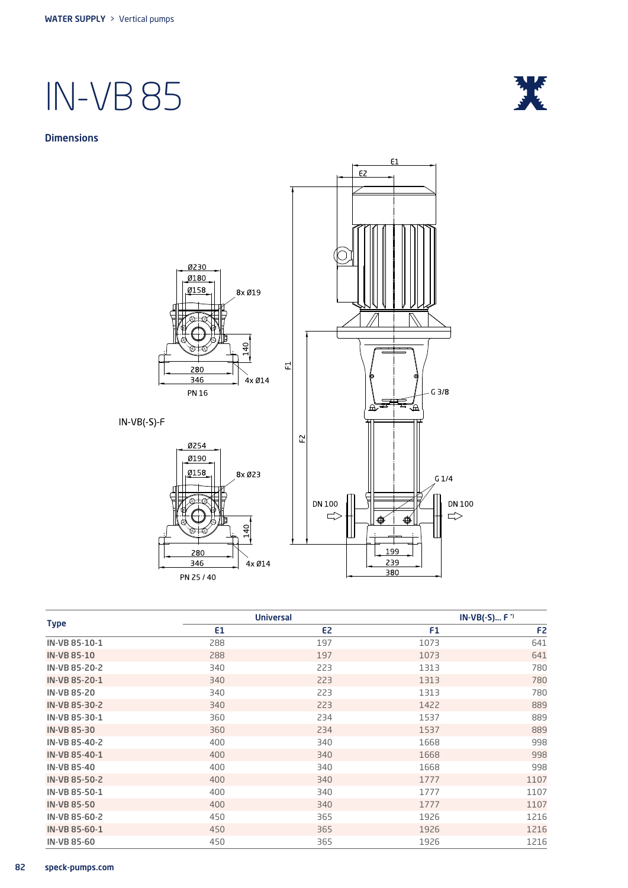# IN-VB 85

## Dimensions

| Type | Universal | | IN-VB(-S)... F *) | |
|---|---|---|---|---|
| | E1 | E2 | F1 | F2 |
| IN-VB 85-10-1 | 288 | 197 | 1073 | 641 |
| IN-VB 85-10 | 288 | 197 | 1073 | 641 |
| IN-VB 85-20-2 | 340 | 223 | 1313 | 780 |
| IN-VB 85-20-1 | 340 | 223 | 1313 | 780 |
| IN-VB 85-20 | 340 | 223 | 1313 | 780 |
| IN-VB 85-30-2 | 340 | 223 | 1422 | 889 |
| IN-VB 85-30-1 | 360 | 234 | 1537 | 889 |
| IN-VB 85-30 | 360 | 234 | 1537 | 889 |
| IN-VB 85-40-2 | 400 | 340 | 1668 | 998 |
| IN-VB 85-40-1 | 400 | 340 | 1668 | 998 |
| IN-VB 85-40 | 400 | 340 | 1668 | 998 |
| IN-VB 85-50-2 | 400 | 340 | 1777 | 1107 |
| IN-VB 85-50-1 | 400 | 340 | 1777 | 1107 |
| IN-VB 85-50 | 400 | 340 | 1777 | 1107 |
| IN-VB 85-60-2 | 450 | 365 | 1926 | 1216 |
| IN-VB 85-60-1 | 450 | 365 | 1926 | 1216 |
| IN-VB 85-60 | 450 | 365 | 1926 | 1216 |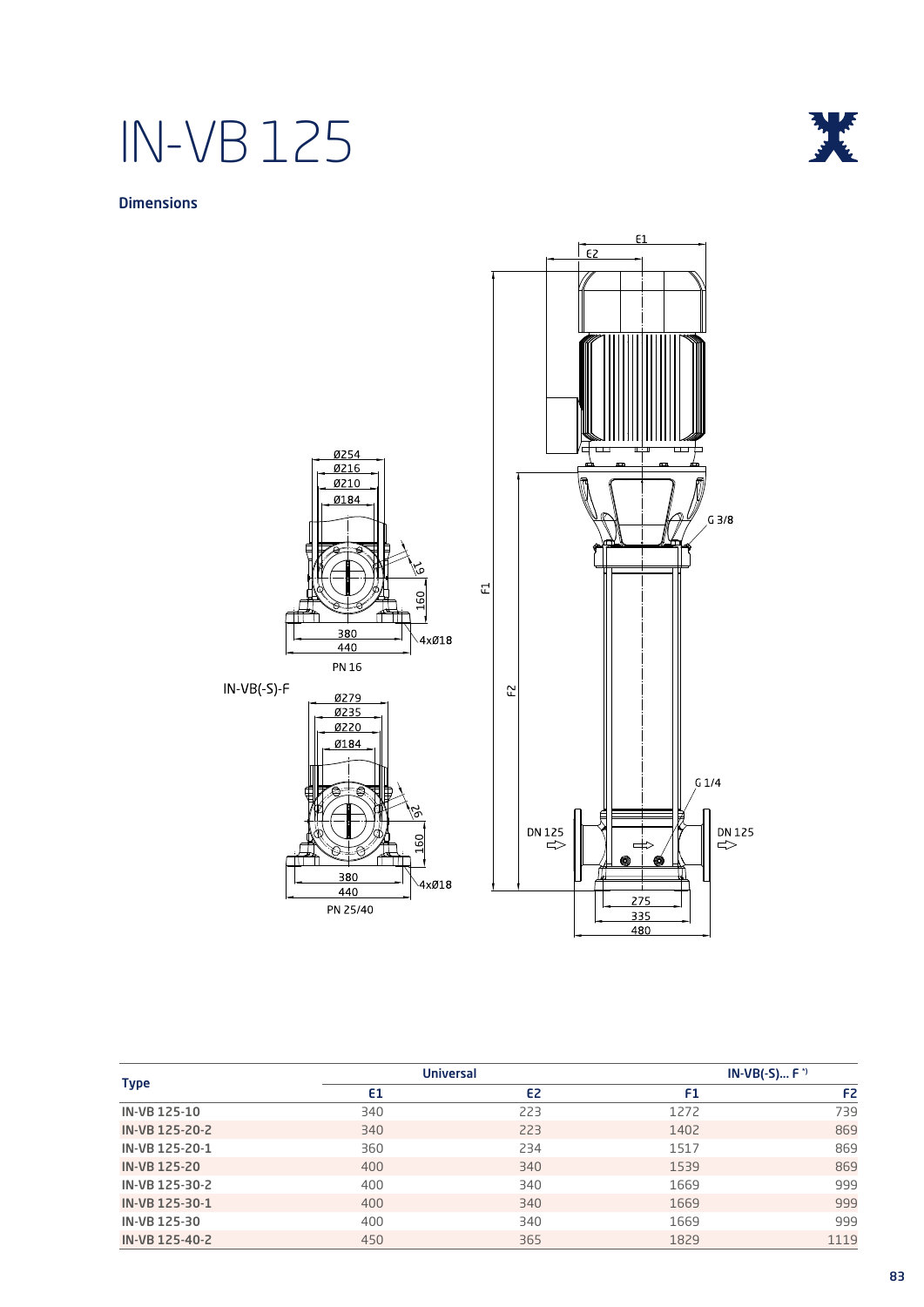# IN-VB 125

## Dimensions

Ø254
Ø216
Ø210
Ø184
19
160
380
440
4xØ18
PN 16

IN-VB(-S)-F

Ø279
Ø235
Ø220
Ø184
26
160
380
440
4xØ18
PN 25/40

E1
E2
F1
F2
G 3/8
G 1/4
DN 125
DN 125
275
335
480

| Type | Universal | | IN-VB(-S)... F *) | |
|---|---|---|---|---|
| | E1 | E2 | F1 | F2 |
| IN-VB 125-10 | 340 | 223 | 1272 | 739 |
| IN-VB 125-20-2 | 340 | 223 | 1402 | 869 |
| IN-VB 125-20-1 | 360 | 234 | 1517 | 869 |
| IN-VB 125-20 | 400 | 340 | 1539 | 869 |
| IN-VB 125-30-2 | 400 | 340 | 1669 | 999 |
| IN-VB 125-30-1 | 400 | 340 | 1669 | 999 |
| IN-VB 125-30 | 400 | 340 | 1669 | 999 |
| IN-VB 125-40-2 | 450 | 365 | 1829 | 1119 |